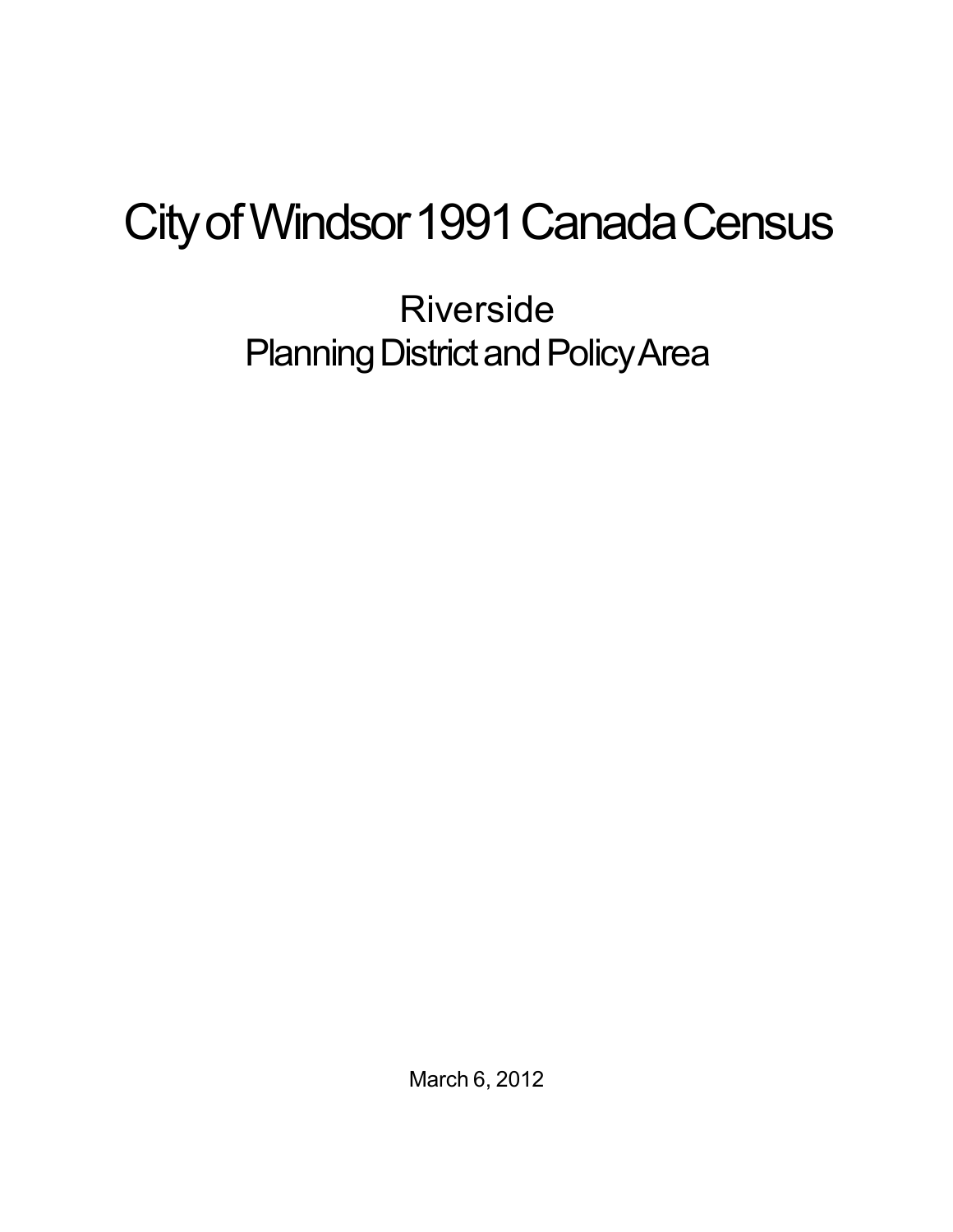# City of Windsor 1991 Canada Census

## Riverside
## Planning District and Policy Area

March 6, 2012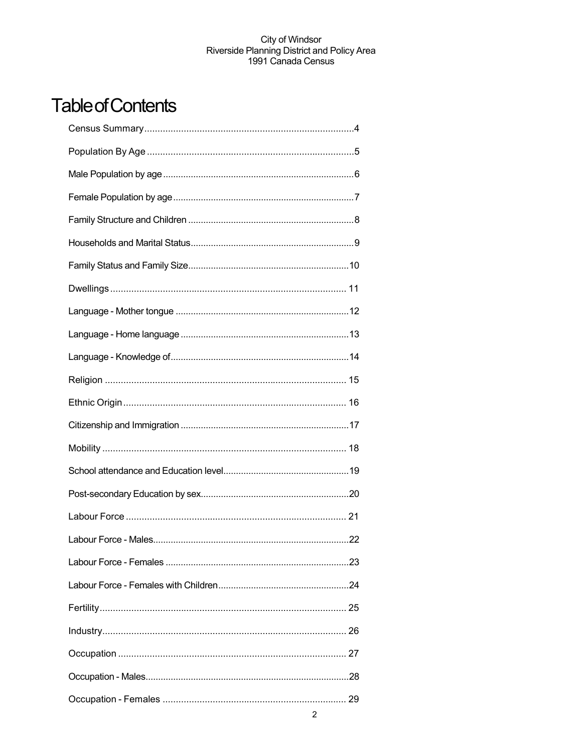# Table of Contents

Census Summary....4

Population By Age....5

Male Population by age....6

Female Population by age....7

Family Structure and Children....8

Households and Marital Status....9

Family Status and Family Size....10

Dwellings....11

Language - Mother tongue....12

Language - Home language....13

Language - Knowledge of....14

Religion....15

Ethnic Origin....16

Citizenship and Immigration....17

Mobility....18

School attendance and Education level....19

Post-secondary Education by sex....20

Labour Force....21

Labour Force - Males....22

Labour Force - Females....23

Labour Force - Females with Children....24

Fertility....25

Industry....26

Occupation....27

Occupation - Males....28

Occupation - Females....29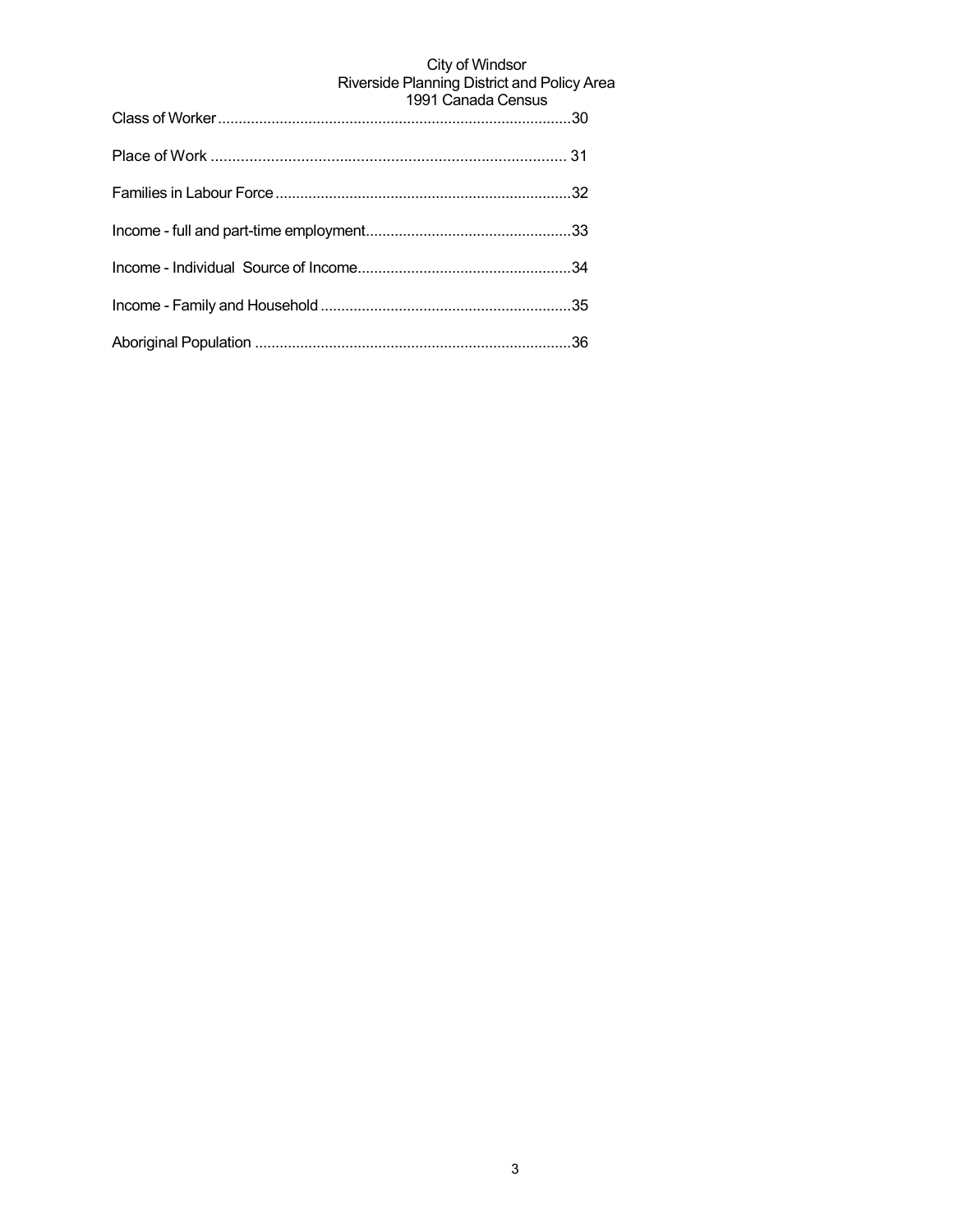Class of Worker .......................................................................................30

Place of Work ......................................................................................31

Families in Labour Force .........................................................................32

Income - full and part-time employment ..................................................33

Income - Individual Source of Income .....................................................34

Income - Family and Household ..............................................................35

Aboriginal Population ..............................................................................36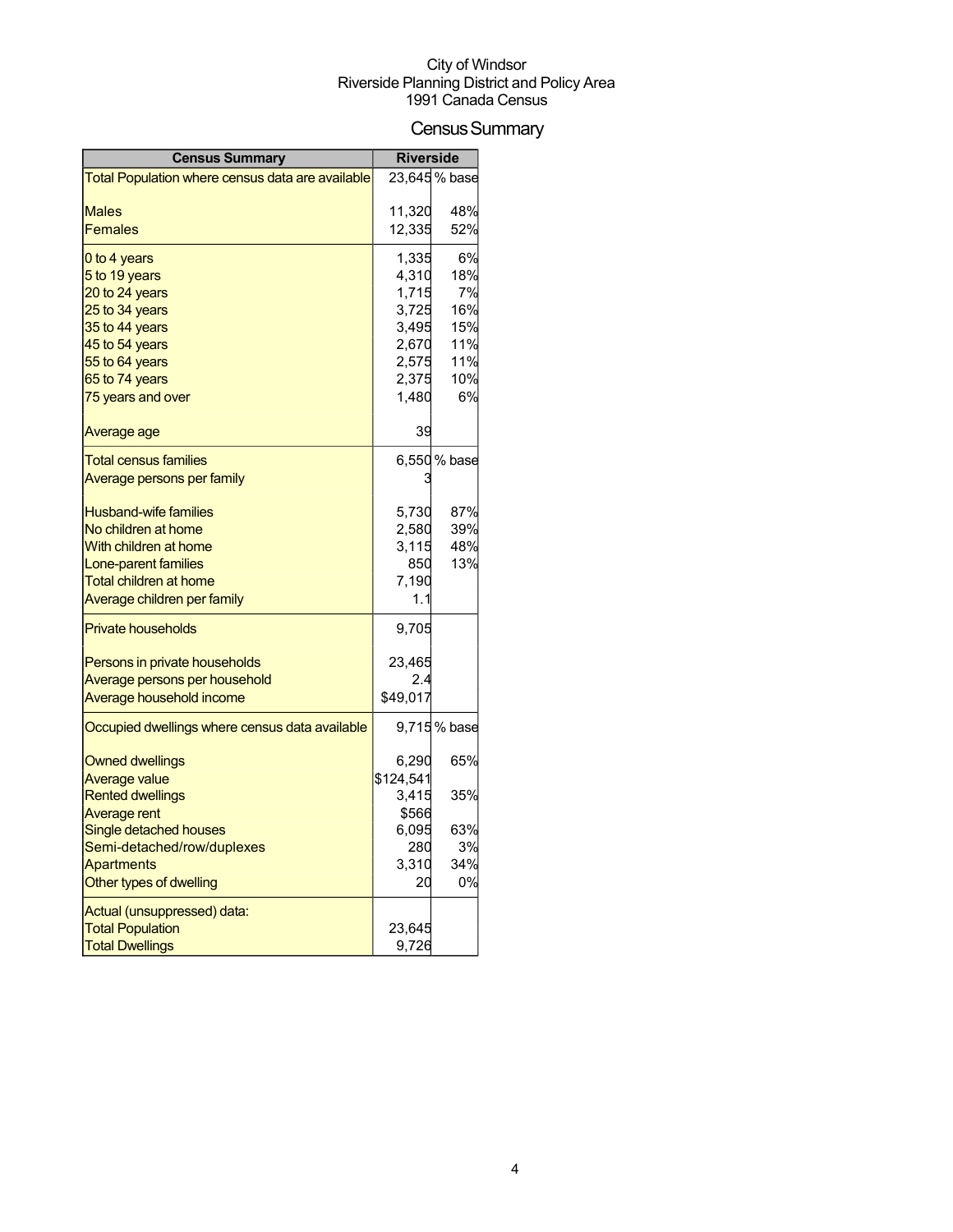City of Windsor
Riverside Planning District and Policy Area
1991 Canada Census

# Census Summary

| Census Summary | Riverside | |
|---|---|---|
| Total Population where census data are available | 23,645 | % base |
| Males | 11,320 | 48% |
| Females | 12,335 | 52% |
| 0 to 4 years | 1,335 | 6% |
| 5 to 19 years | 4,310 | 18% |
| 20 to 24 years | 1,715 | 7% |
| 25 to 34 years | 3,725 | 16% |
| 35 to 44 years | 3,495 | 15% |
| 45 to 54 years | 2,670 | 11% |
| 55 to 64 years | 2,575 | 11% |
| 65 to 74 years | 2,375 | 10% |
| 75 years and over | 1,480 | 6% |
| Average age | 39 | |
| Total census families | 6,550 | % base |
| Average persons per family | 3 | |
| Husband-wife families | 5,730 | 87% |
| No children at home | 2,580 | 39% |
| With children at home | 3,115 | 48% |
| Lone-parent families | 850 | 13% |
| Total children at home | 7,190 | |
| Average children per family | 1.1 | |
| Private households | 9,705 | |
| Persons in private households | 23,465 | |
| Average persons per household | 2.4 | |
| Average household income | $49,017 | |
| Occupied dwellings where census data available | 9,715 | % base |
| Owned dwellings | 6,290 | 65% |
| Average value | $124,541 | |
| Rented dwellings | 3,415 | 35% |
| Average rent | $566 | |
| Single detached houses | 6,095 | 63% |
| Semi-detached/row/duplexes | 280 | 3% |
| Apartments | 3,310 | 34% |
| Other types of dwelling | 20 | 0% |
| Actual (unsuppressed) data: | | |
| Total Population | 23,645 | |
| Total Dwellings | 9,726 | |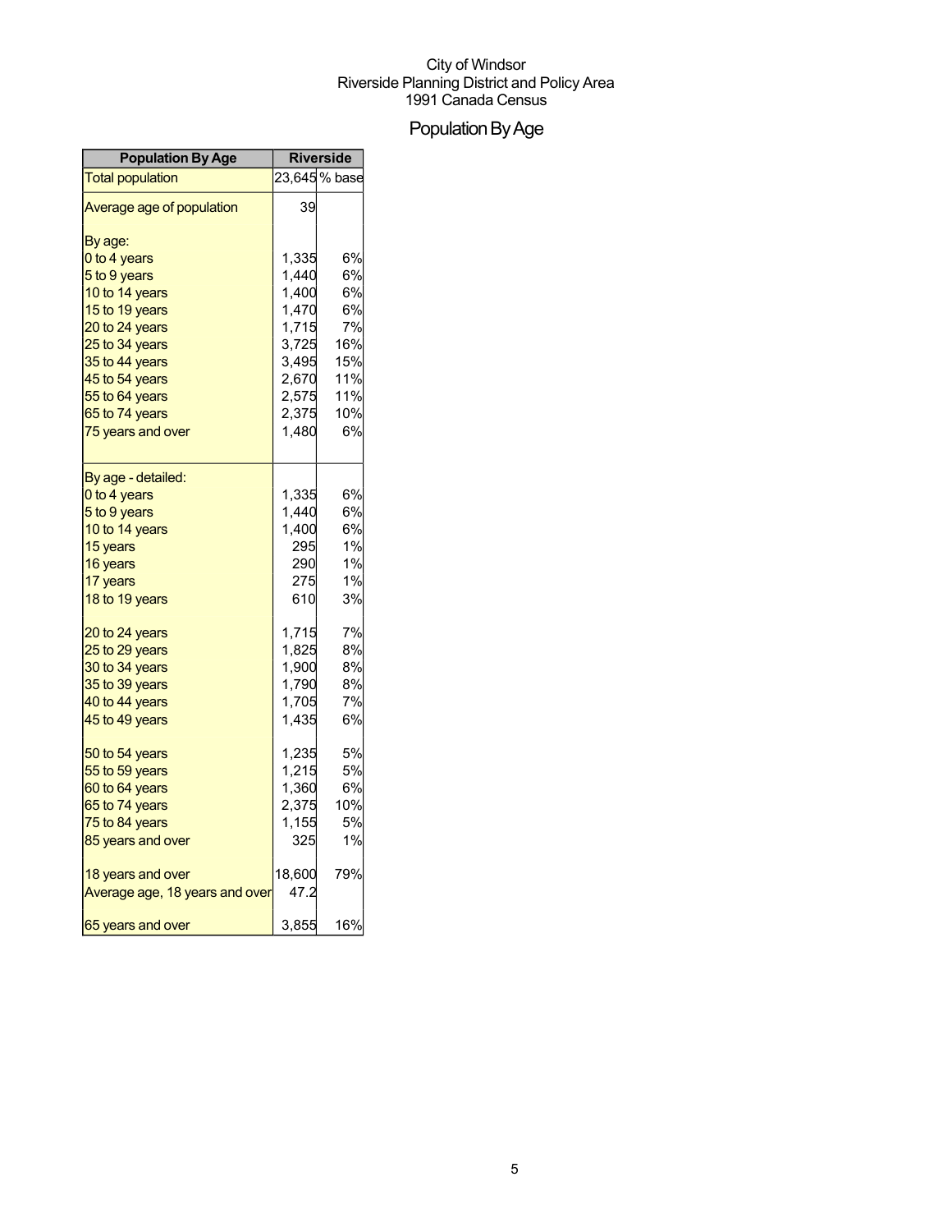City of Windsor
Riverside Planning District and Policy Area
1991 Canada Census

# Population By Age

| Population By Age | Riverside | |
|---|---|---|
| Total population | 23,645 | % base |
| Average age of population | 39 | |
| By age: | | |
| 0 to 4 years | 1,335 | 6% |
| 5 to 9 years | 1,440 | 6% |
| 10 to 14 years | 1,400 | 6% |
| 15 to 19 years | 1,470 | 6% |
| 20 to 24 years | 1,715 | 7% |
| 25 to 34 years | 3,725 | 16% |
| 35 to 44 years | 3,495 | 15% |
| 45 to 54 years | 2,670 | 11% |
| 55 to 64 years | 2,575 | 11% |
| 65 to 74 years | 2,375 | 10% |
| 75 years and over | 1,480 | 6% |
| By age - detailed: | | |
| 0 to 4 years | 1,335 | 6% |
| 5 to 9 years | 1,440 | 6% |
| 10 to 14 years | 1,400 | 6% |
| 15 years | 295 | 1% |
| 16 years | 290 | 1% |
| 17 years | 275 | 1% |
| 18 to 19 years | 610 | 3% |
| 20 to 24 years | 1,715 | 7% |
| 25 to 29 years | 1,825 | 8% |
| 30 to 34 years | 1,900 | 8% |
| 35 to 39 years | 1,790 | 8% |
| 40 to 44 years | 1,705 | 7% |
| 45 to 49 years | 1,435 | 6% |
| 50 to 54 years | 1,235 | 5% |
| 55 to 59 years | 1,215 | 5% |
| 60 to 64 years | 1,360 | 6% |
| 65 to 74 years | 2,375 | 10% |
| 75 to 84 years | 1,155 | 5% |
| 85 years and over | 325 | 1% |
| 18 years and over | 18,600 | 79% |
| Average age, 18 years and over | 47.2 | |
| 65 years and over | 3,855 | 16% |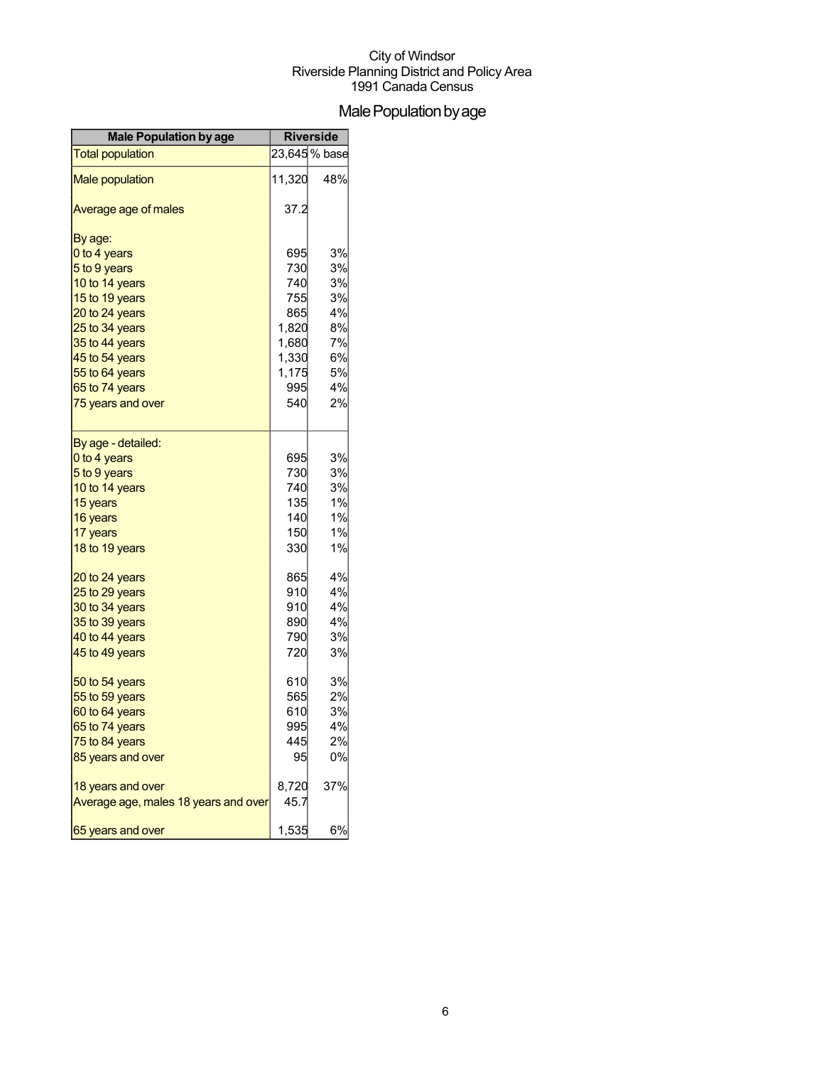City of Windsor
Riverside Planning District and Policy Area
1991 Canada Census

# Male Population by age

| Male Population by age | Riverside | |
|---|---|---|
| Total population | 23,645 | % base |
| Male population | 11,320 | 48% |
| Average age of males | 37.2 | |
| By age: | | |
| 0 to 4 years | 695 | 3% |
| 5 to 9 years | 730 | 3% |
| 10 to 14 years | 740 | 3% |
| 15 to 19 years | 755 | 3% |
| 20 to 24 years | 865 | 4% |
| 25 to 34 years | 1,820 | 8% |
| 35 to 44 years | 1,680 | 7% |
| 45 to 54 years | 1,330 | 6% |
| 55 to 64 years | 1,175 | 5% |
| 65 to 74 years | 995 | 4% |
| 75 years and over | 540 | 2% |
| By age - detailed: | | |
| 0 to 4 years | 695 | 3% |
| 5 to 9 years | 730 | 3% |
| 10 to 14 years | 740 | 3% |
| 15 years | 135 | 1% |
| 16 years | 140 | 1% |
| 17 years | 150 | 1% |
| 18 to 19 years | 330 | 1% |
| 20 to 24 years | 865 | 4% |
| 25 to 29 years | 910 | 4% |
| 30 to 34 years | 910 | 4% |
| 35 to 39 years | 890 | 4% |
| 40 to 44 years | 790 | 3% |
| 45 to 49 years | 720 | 3% |
| 50 to 54 years | 610 | 3% |
| 55 to 59 years | 565 | 2% |
| 60 to 64 years | 610 | 3% |
| 65 to 74 years | 995 | 4% |
| 75 to 84 years | 445 | 2% |
| 85 years and over | 95 | 0% |
| 18 years and over | 8,720 | 37% |
| Average age, males 18 years and over | 45.7 | |
| 65 years and over | 1,535 | 6% |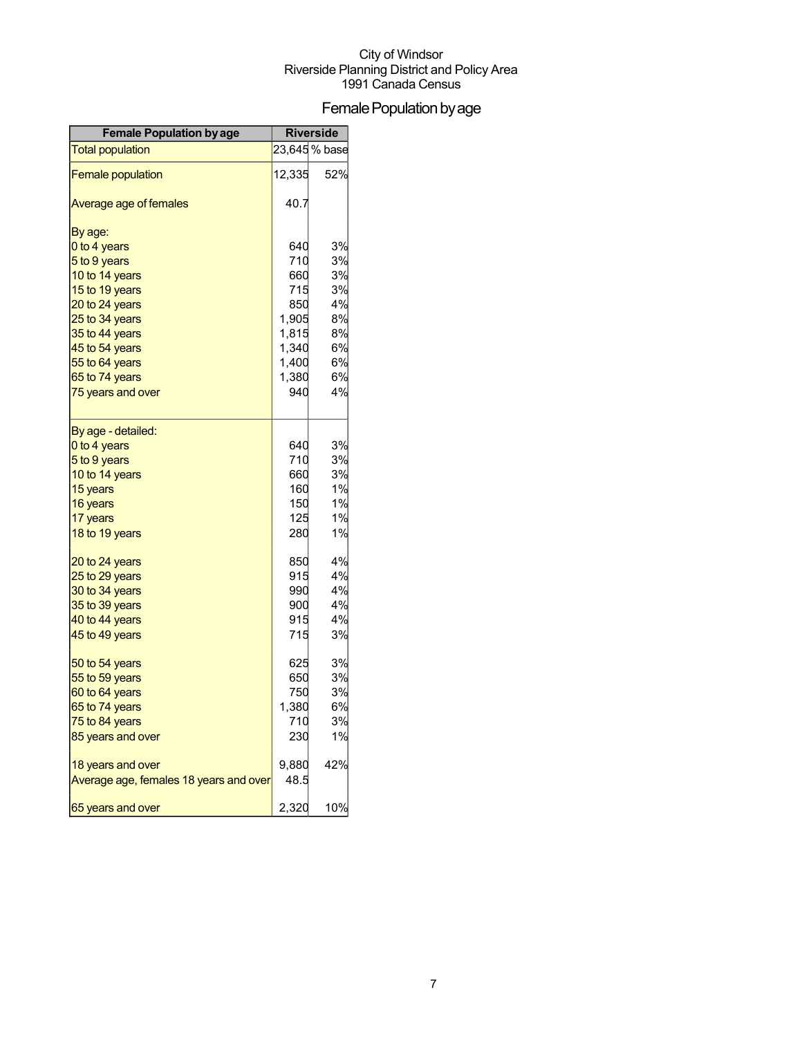City of Windsor
Riverside Planning District and Policy Area
1991 Canada Census

# Female Population by age

| Female Population by age | Riverside | |
|---|---|---|
| Total population | 23,645 | % base |
| Female population | 12,335 | 52% |
| Average age of females | 40.7 | |
| By age: | | |
| 0 to 4 years | 640 | 3% |
| 5 to 9 years | 710 | 3% |
| 10 to 14 years | 660 | 3% |
| 15 to 19 years | 715 | 3% |
| 20 to 24 years | 850 | 4% |
| 25 to 34 years | 1,905 | 8% |
| 35 to 44 years | 1,815 | 8% |
| 45 to 54 years | 1,340 | 6% |
| 55 to 64 years | 1,400 | 6% |
| 65 to 74 years | 1,380 | 6% |
| 75 years and over | 940 | 4% |
| By age - detailed: | | |
| 0 to 4 years | 640 | 3% |
| 5 to 9 years | 710 | 3% |
| 10 to 14 years | 660 | 3% |
| 15 years | 160 | 1% |
| 16 years | 150 | 1% |
| 17 years | 125 | 1% |
| 18 to 19 years | 280 | 1% |
| 20 to 24 years | 850 | 4% |
| 25 to 29 years | 915 | 4% |
| 30 to 34 years | 990 | 4% |
| 35 to 39 years | 900 | 4% |
| 40 to 44 years | 915 | 4% |
| 45 to 49 years | 715 | 3% |
| 50 to 54 years | 625 | 3% |
| 55 to 59 years | 650 | 3% |
| 60 to 64 years | 750 | 3% |
| 65 to 74 years | 1,380 | 6% |
| 75 to 84 years | 710 | 3% |
| 85 years and over | 230 | 1% |
| 18 years and over | 9,880 | 42% |
| Average age, females 18 years and over | 48.5 | |
| 65 years and over | 2,320 | 10% |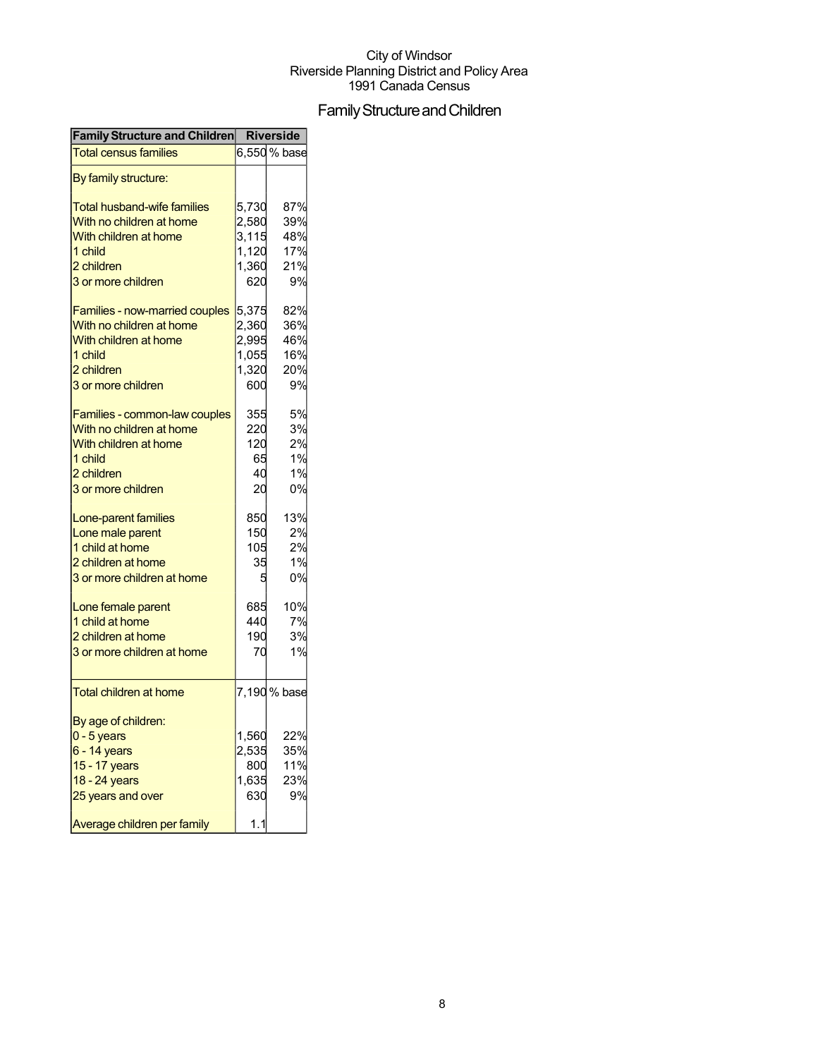City of Windsor
Riverside Planning District and Policy Area
1991 Canada Census

# Family Structure and Children

| Family Structure and Children | Riverside | |
|---|---|---|
| Total census families | 6,550 | % base |
| By family structure: | | |
| Total husband-wife families | 5,730 | 87% |
| With no children at home | 2,580 | 39% |
| With children at home | 3,115 | 48% |
| 1 child | 1,120 | 17% |
| 2 children | 1,360 | 21% |
| 3 or more children | 620 | 9% |
| Families - now-married couples | 5,375 | 82% |
| With no children at home | 2,360 | 36% |
| With children at home | 2,995 | 46% |
| 1 child | 1,055 | 16% |
| 2 children | 1,320 | 20% |
| 3 or more children | 600 | 9% |
| Families - common-law couples | 355 | 5% |
| With no children at home | 220 | 3% |
| With children at home | 120 | 2% |
| 1 child | 65 | 1% |
| 2 children | 40 | 1% |
| 3 or more children | 20 | 0% |
| Lone-parent families | 850 | 13% |
| Lone male parent | 150 | 2% |
| 1 child at home | 105 | 2% |
| 2 children at home | 35 | 1% |
| 3 or more children at home | 5 | 0% |
| Lone female parent | 685 | 10% |
| 1 child at home | 440 | 7% |
| 2 children at home | 190 | 3% |
| 3 or more children at home | 70 | 1% |
| Total children at home | 7,190 | % base |
| By age of children: | | |
| 0 - 5 years | 1,560 | 22% |
| 6 - 14 years | 2,535 | 35% |
| 15 - 17 years | 800 | 11% |
| 18 - 24 years | 1,635 | 23% |
| 25 years and over | 630 | 9% |
| Average children per family | 1.1 | |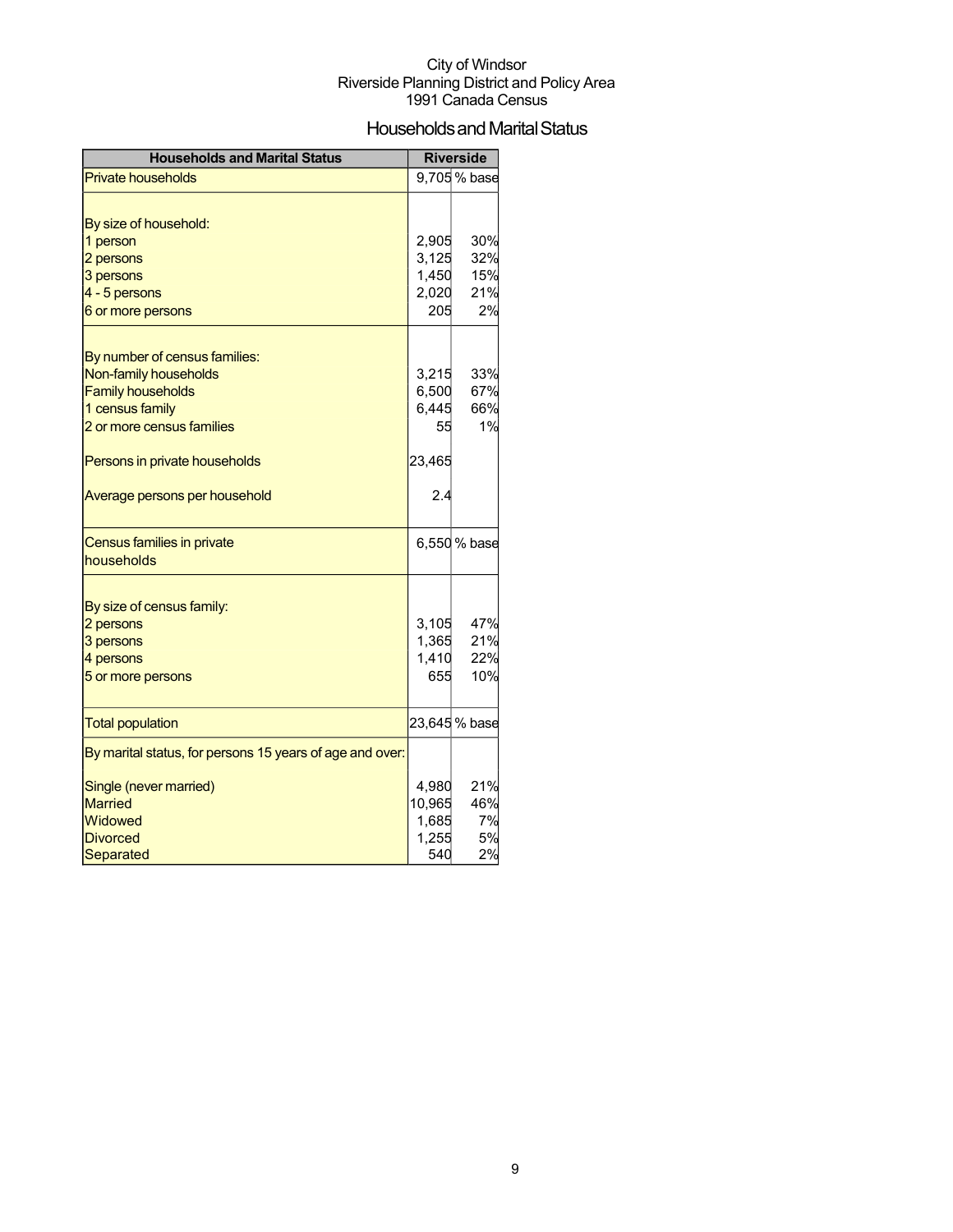City of Windsor
Riverside Planning District and Policy Area
1991 Canada Census

# Households and Marital Status

| Households and Marital Status | Riverside | |
|---|---|---|
| Private households | 9,705 | % base |
| | | |
| By size of household: | | |
| 1 person | 2,905 | 30% |
| 2 persons | 3,125 | 32% |
| 3 persons | 1,450 | 15% |
| 4 - 5 persons | 2,020 | 21% |
| 6 or more persons | 205 | 2% |
| | | |
| By number of census families: | | |
| Non-family households | 3,215 | 33% |
| Family households | 6,500 | 67% |
| 1 census family | 6,445 | 66% |
| 2 or more census families | 55 | 1% |
| | | |
| Persons in private households | 23,465 | |
| | | |
| Average persons per household | 2.4 | |
| Census families in private households | 6,550 | % base |
| | | |
| By size of census family: | | |
| 2 persons | 3,105 | 47% |
| 3 persons | 1,365 | 21% |
| 4 persons | 1,410 | 22% |
| 5 or more persons | 655 | 10% |
| Total population | 23,645 | % base |
| By marital status, for persons 15 years of age and over: | | |
| | | |
| Single (never married) | 4,980 | 21% |
| Married | 10,965 | 46% |
| Widowed | 1,685 | 7% |
| Divorced | 1,255 | 5% |
| Separated | 540 | 2% |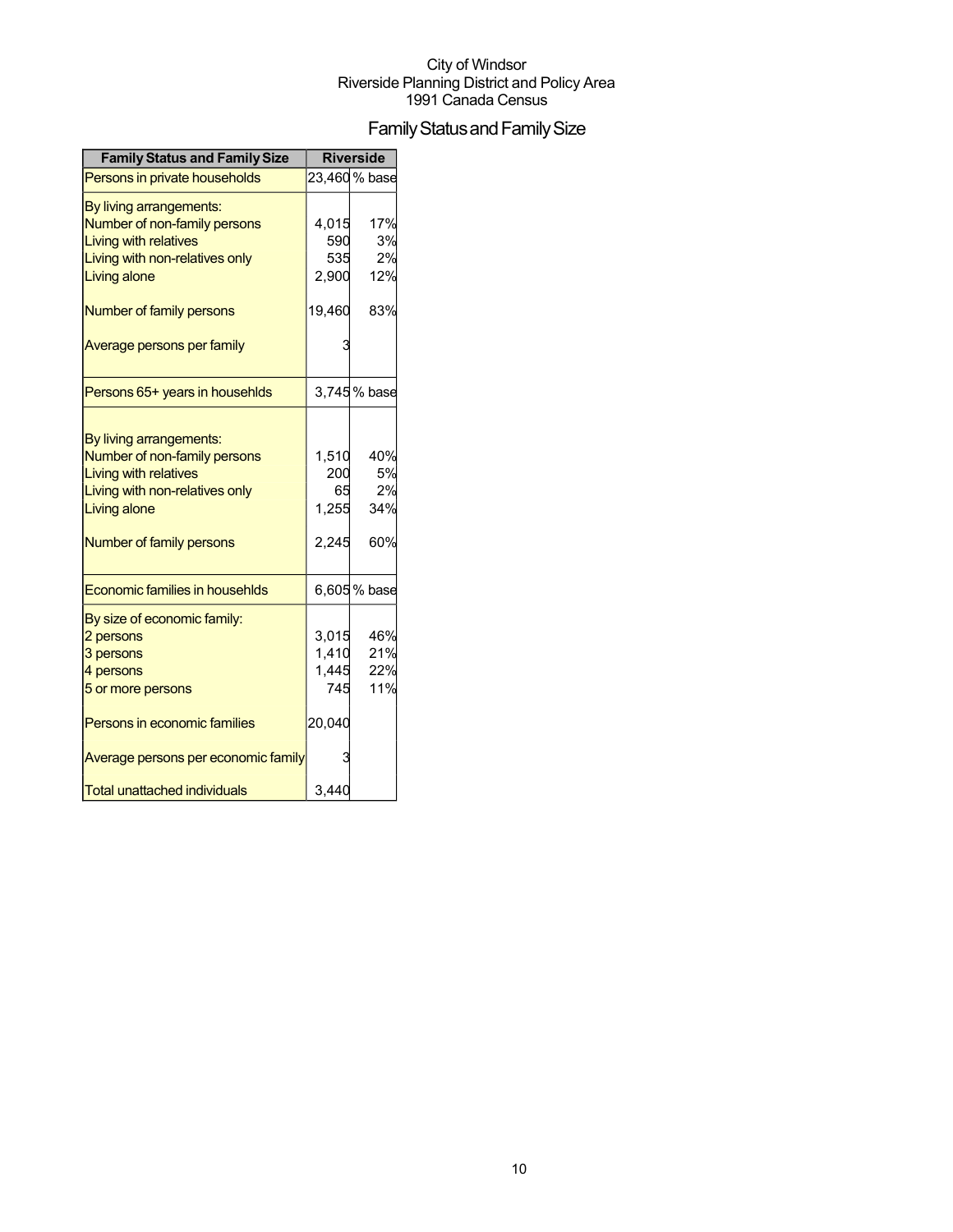City of Windsor
Riverside Planning District and Policy Area
1991 Canada Census

# Family Status and Family Size

| Family Status and Family Size | Riverside | |
|---|---|---|
| Persons in private households | 23,460 | % base |
| By living arrangements: | | |
| Number of non-family persons | 4,015 | 17% |
| Living with relatives | 590 | 3% |
| Living with non-relatives only | 535 | 2% |
| Living alone | 2,900 | 12% |
| Number of family persons | 19,460 | 83% |
| Average persons per family | 3 | |
| Persons 65+ years in househlds | 3,745 | % base |
| By living arrangements: | | |
| Number of non-family persons | 1,510 | 40% |
| Living with relatives | 200 | 5% |
| Living with non-relatives only | 65 | 2% |
| Living alone | 1,255 | 34% |
| Number of family persons | 2,245 | 60% |
| Economic families in househlds | 6,605 | % base |
| By size of economic family: | | |
| 2 persons | 3,015 | 46% |
| 3 persons | 1,410 | 21% |
| 4 persons | 1,445 | 22% |
| 5 or more persons | 745 | 11% |
| Persons in economic families | 20,040 | |
| Average persons per economic family | 3 | |
| Total unattached individuals | 3,440 | |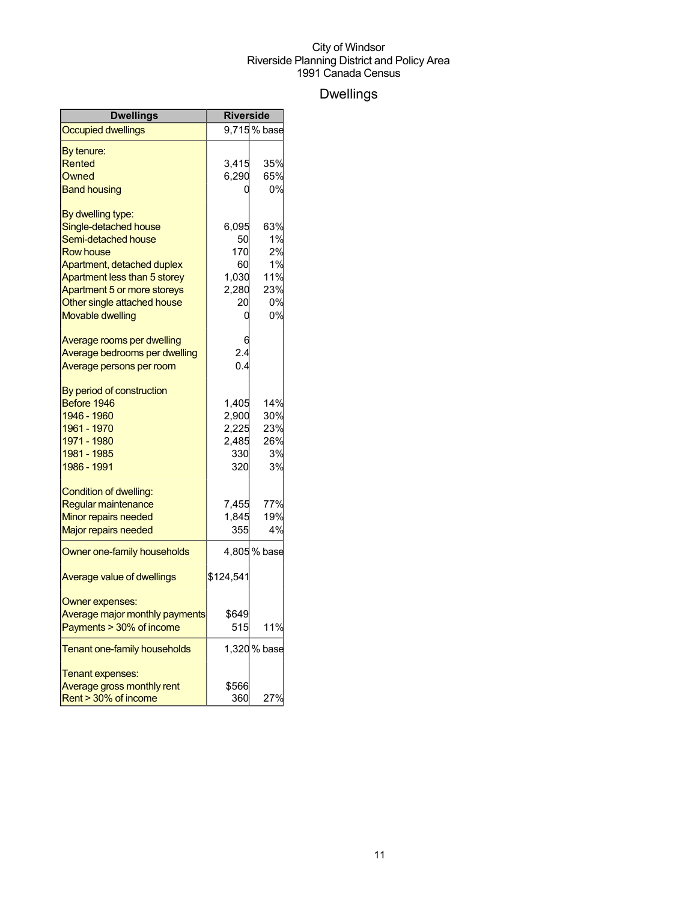City of Windsor
Riverside Planning District and Policy Area
1991 Canada Census

# Dwellings

| Dwellings | Riverside | |
|---|---|---|
| Occupied dwellings | 9,715 | % base |
| By tenure: | | |
| Rented | 3,415 | 35% |
| Owned | 6,290 | 65% |
| Band housing | 0 | 0% |
| By dwelling type: | | |
| Single-detached house | 6,095 | 63% |
| Semi-detached house | 50 | 1% |
| Row house | 170 | 2% |
| Apartment, detached duplex | 60 | 1% |
| Apartment less than 5 storey | 1,030 | 11% |
| Apartment 5 or more storeys | 2,280 | 23% |
| Other single attached house | 20 | 0% |
| Movable dwelling | 0 | 0% |
| Average rooms per dwelling | 6 | |
| Average bedrooms per dwelling | 2.4 | |
| Average persons per room | 0.4 | |
| By period of construction | | |
| Before 1946 | 1,405 | 14% |
| 1946 - 1960 | 2,900 | 30% |
| 1961 - 1970 | 2,225 | 23% |
| 1971 - 1980 | 2,485 | 26% |
| 1981 - 1985 | 330 | 3% |
| 1986 - 1991 | 320 | 3% |
| Condition of dwelling: | | |
| Regular maintenance | 7,455 | 77% |
| Minor repairs needed | 1,845 | 19% |
| Major repairs needed | 355 | 4% |
| Owner one-family households | 4,805 | % base |
| Average value of dwellings | $124,541 | |
| Owner expenses: | | |
| Average major monthly payments | $649 | |
| Payments > 30% of income | 515 | 11% |
| Tenant one-family households | 1,320 | % base |
| Tenant expenses: | | |
| Average gross monthly rent | $566 | |
| Rent > 30% of income | 360 | 27% |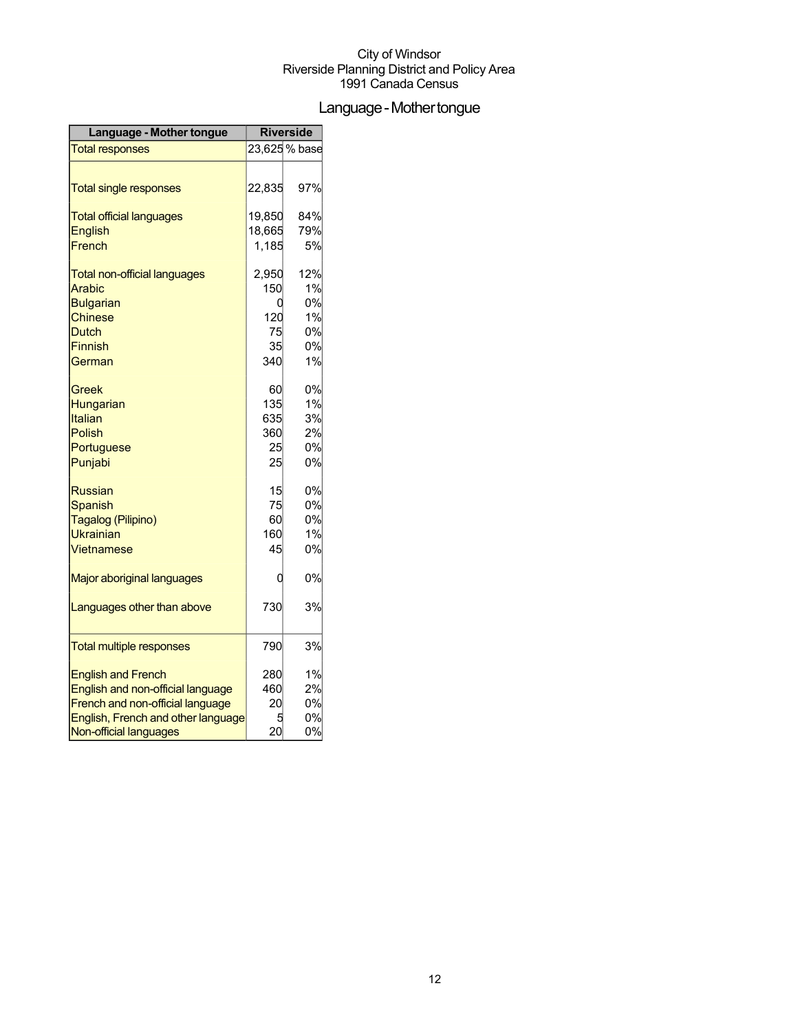City of Windsor
Riverside Planning District and Policy Area
1991 Canada Census

# Language - Mother tongue

| Language - Mother tongue | Riverside | |
|---|---|---|
| Total responses | 23,625 | % base |
| | | |
| Total single responses | 22,835 | 97% |
| | | |
| Total official languages | 19,850 | 84% |
| English | 18,665 | 79% |
| French | 1,185 | 5% |
| | | |
| Total non-official languages | 2,950 | 12% |
| Arabic | 150 | 1% |
| Bulgarian | 0 | 0% |
| Chinese | 120 | 1% |
| Dutch | 75 | 0% |
| Finnish | 35 | 0% |
| German | 340 | 1% |
| | | |
| Greek | 60 | 0% |
| Hungarian | 135 | 1% |
| Italian | 635 | 3% |
| Polish | 360 | 2% |
| Portuguese | 25 | 0% |
| Punjabi | 25 | 0% |
| | | |
| Russian | 15 | 0% |
| Spanish | 75 | 0% |
| Tagalog (Pilipino) | 60 | 0% |
| Ukrainian | 160 | 1% |
| Vietnamese | 45 | 0% |
| | | |
| Major aboriginal languages | 0 | 0% |
| | | |
| Languages other than above | 730 | 3% |
| | | |
| Total multiple responses | 790 | 3% |
| | | |
| English and French | 280 | 1% |
| English and non-official language | 460 | 2% |
| French and non-official language | 20 | 0% |
| English, French and other language | 5 | 0% |
| Non-official languages | 20 | 0% |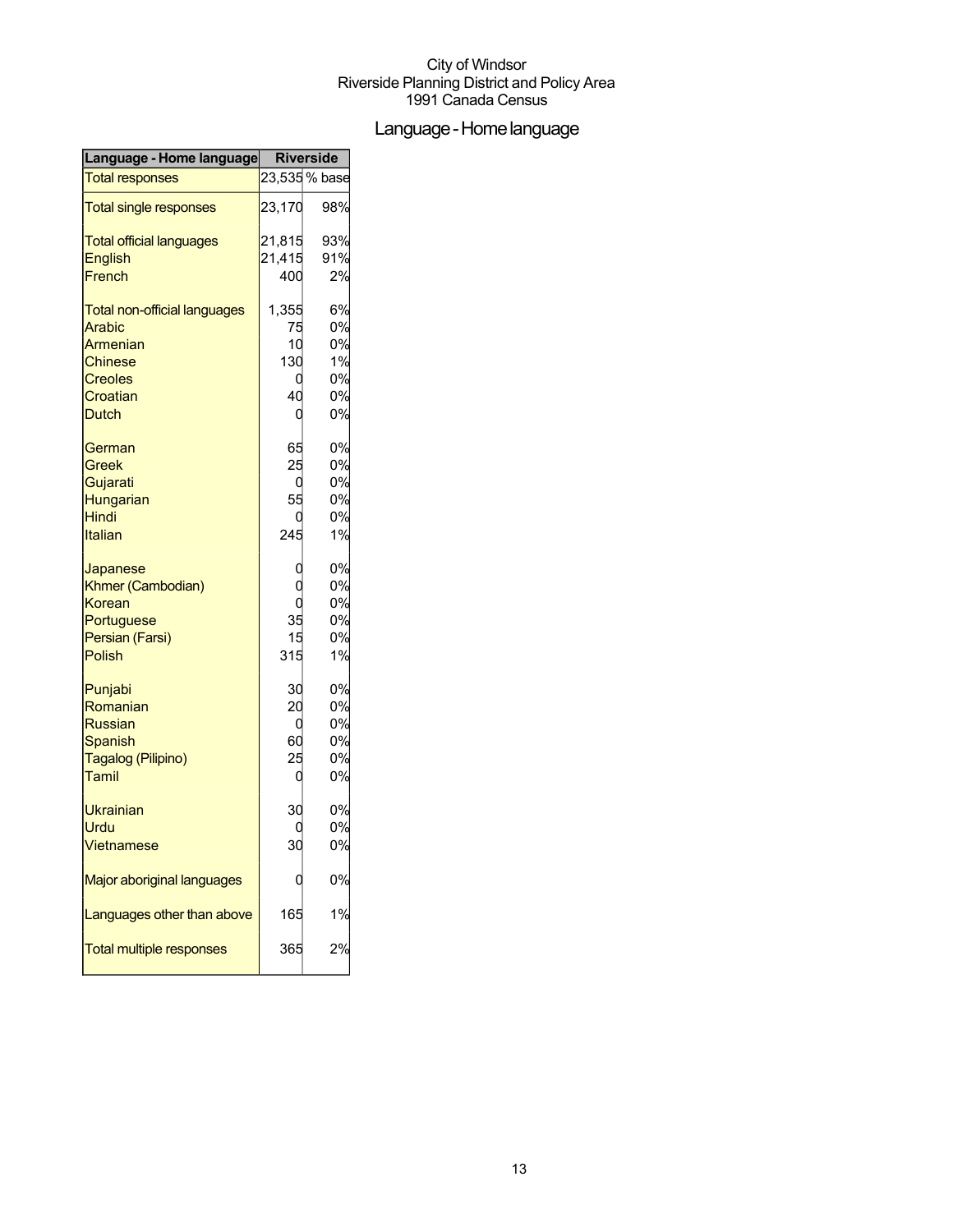City of Windsor
Riverside Planning District and Policy Area
1991 Canada Census

# Language - Home language

| Language - Home language | Riverside | |
|---|---|---|
| Total responses | 23,535 | % base |
| Total single responses | 23,170 | 98% |
| Total official languages | 21,815 | 93% |
| English | 21,415 | 91% |
| French | 400 | 2% |
| Total non-official languages | 1,355 | 6% |
| Arabic | 75 | 0% |
| Armenian | 10 | 0% |
| Chinese | 130 | 1% |
| Creoles | 0 | 0% |
| Croatian | 40 | 0% |
| Dutch | 0 | 0% |
| German | 65 | 0% |
| Greek | 25 | 0% |
| Gujarati | 0 | 0% |
| Hungarian | 55 | 0% |
| Hindi | 0 | 0% |
| Italian | 245 | 1% |
| Japanese | 0 | 0% |
| Khmer (Cambodian) | 0 | 0% |
| Korean | 0 | 0% |
| Portuguese | 35 | 0% |
| Persian (Farsi) | 15 | 0% |
| Polish | 315 | 1% |
| Punjabi | 30 | 0% |
| Romanian | 20 | 0% |
| Russian | 0 | 0% |
| Spanish | 60 | 0% |
| Tagalog (Pilipino) | 25 | 0% |
| Tamil | 0 | 0% |
| Ukrainian | 30 | 0% |
| Urdu | 0 | 0% |
| Vietnamese | 30 | 0% |
| Major aboriginal languages | 0 | 0% |
| Languages other than above | 165 | 1% |
| Total multiple responses | 365 | 2% |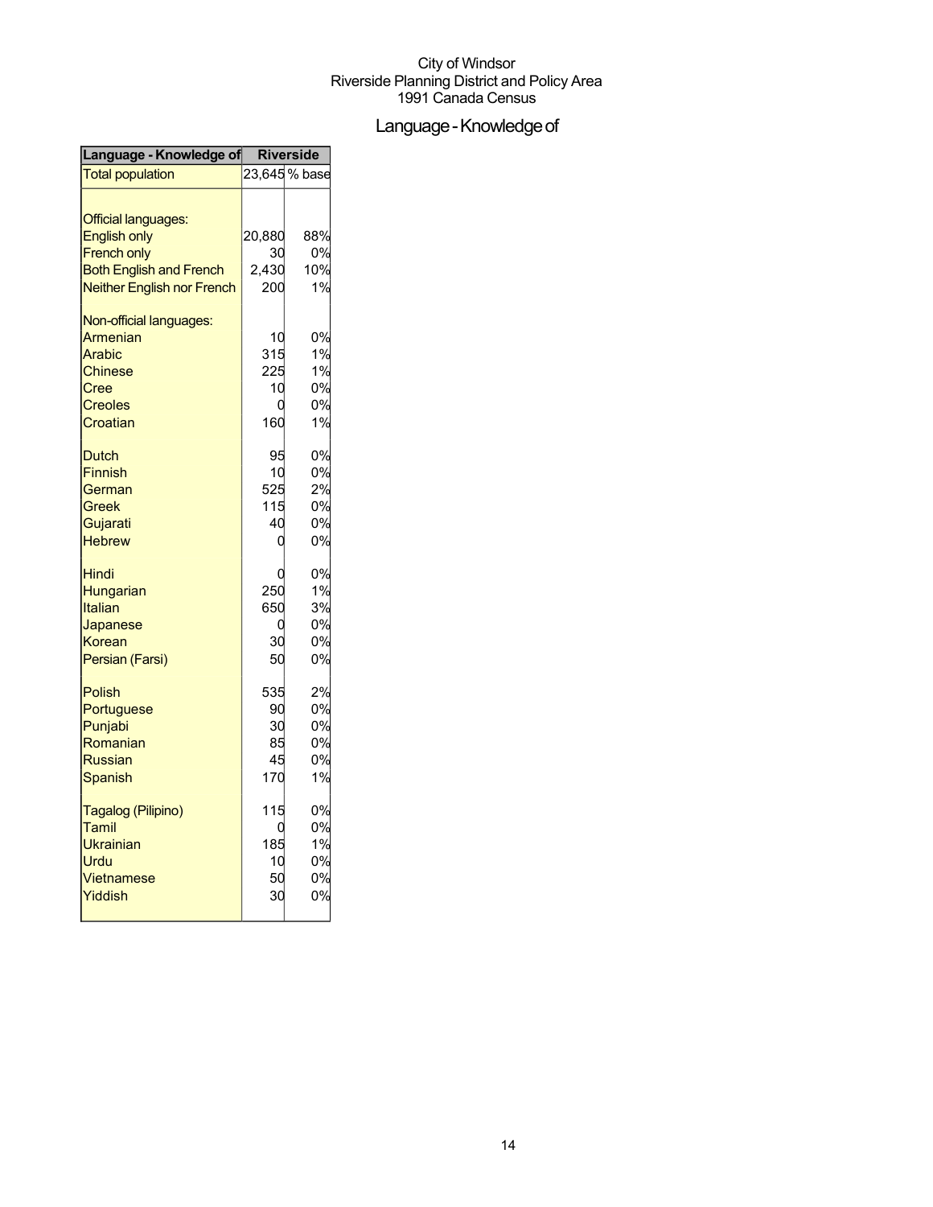City of Windsor
Riverside Planning District and Policy Area
1991 Canada Census

# Language - Knowledge of

| Language - Knowledge of | Riverside | |
|---|---|---|
| Total population | 23,645 | % base |
| | | |
| Official languages: | | |
| English only | 20,880 | 88% |
| French only | 30 | 0% |
| Both English and French | 2,430 | 10% |
| Neither English nor French | 200 | 1% |
| | | |
| Non-official languages: | | |
| Armenian | 10 | 0% |
| Arabic | 315 | 1% |
| Chinese | 225 | 1% |
| Cree | 10 | 0% |
| Creoles | 0 | 0% |
| Croatian | 160 | 1% |
| | | |
| Dutch | 95 | 0% |
| Finnish | 10 | 0% |
| German | 525 | 2% |
| Greek | 115 | 0% |
| Gujarati | 40 | 0% |
| Hebrew | 0 | 0% |
| | | |
| Hindi | 0 | 0% |
| Hungarian | 250 | 1% |
| Italian | 650 | 3% |
| Japanese | 0 | 0% |
| Korean | 30 | 0% |
| Persian (Farsi) | 50 | 0% |
| | | |
| Polish | 535 | 2% |
| Portuguese | 90 | 0% |
| Punjabi | 30 | 0% |
| Romanian | 85 | 0% |
| Russian | 45 | 0% |
| Spanish | 170 | 1% |
| | | |
| Tagalog (Pilipino) | 115 | 0% |
| Tamil | 0 | 0% |
| Ukrainian | 185 | 1% |
| Urdu | 10 | 0% |
| Vietnamese | 50 | 0% |
| Yiddish | 30 | 0% |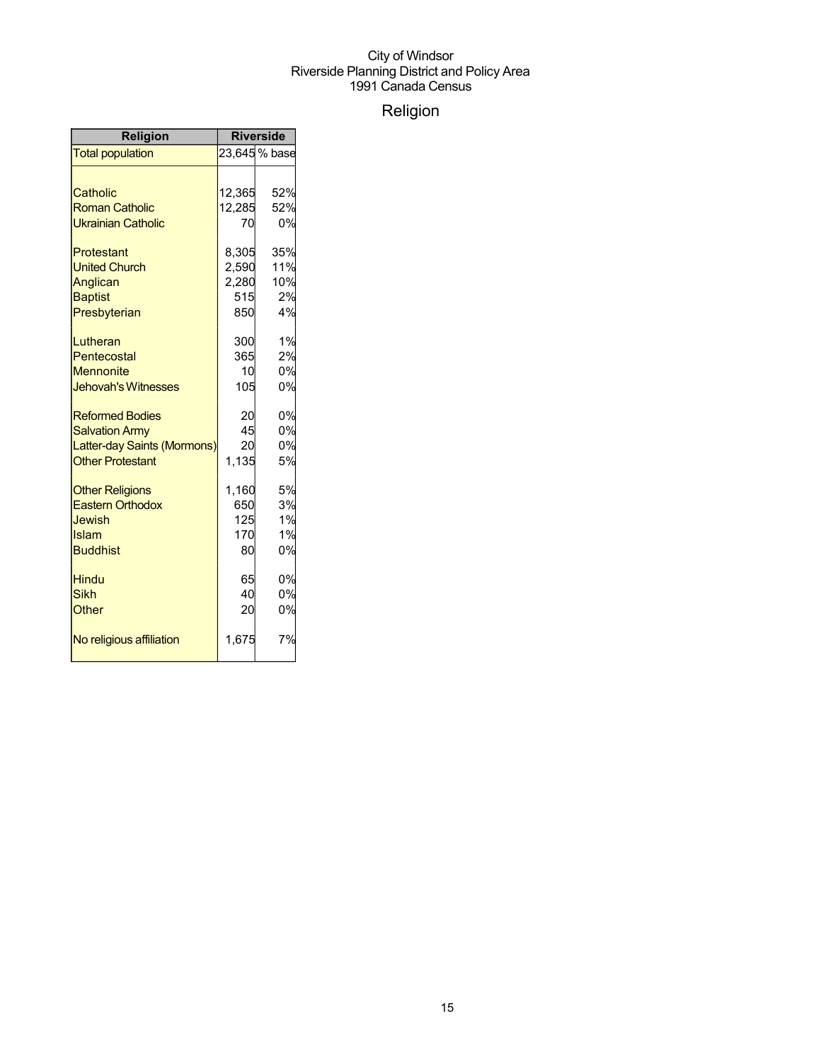City of Windsor
Riverside Planning District and Policy Area
1991 Canada Census

# Religion

| Religion | Riverside | |
|---|---|---|
| Total population | 23,645 | % base |
| | | |
| Catholic | 12,365 | 52% |
| Roman Catholic | 12,285 | 52% |
| Ukrainian Catholic | 70 | 0% |
| | | |
| Protestant | 8,305 | 35% |
| United Church | 2,590 | 11% |
| Anglican | 2,280 | 10% |
| Baptist | 515 | 2% |
| Presbyterian | 850 | 4% |
| | | |
| Lutheran | 300 | 1% |
| Pentecostal | 365 | 2% |
| Mennonite | 10 | 0% |
| Jehovah's Witnesses | 105 | 0% |
| | | |
| Reformed Bodies | 20 | 0% |
| Salvation Army | 45 | 0% |
| Latter-day Saints (Mormons) | 20 | 0% |
| Other Protestant | 1,135 | 5% |
| | | |
| Other Religions | 1,160 | 5% |
| Eastern Orthodox | 650 | 3% |
| Jewish | 125 | 1% |
| Islam | 170 | 1% |
| Buddhist | 80 | 0% |
| | | |
| Hindu | 65 | 0% |
| Sikh | 40 | 0% |
| Other | 20 | 0% |
| | | |
| No religious affiliation | 1,675 | 7% |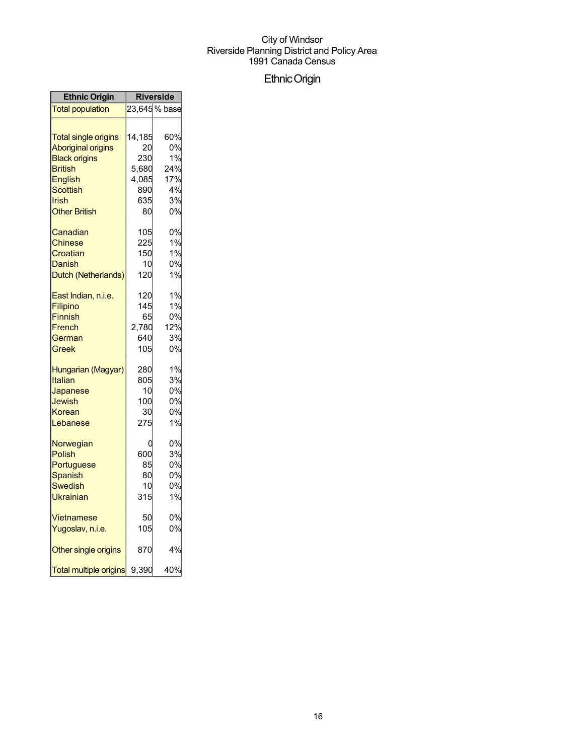City of Windsor
Riverside Planning District and Policy Area
1991 Canada Census

# Ethnic Origin

| Ethnic Origin | Riverside | |
|---|---|---|
| Total population | 23,645 | % base |
| | | |
| Total single origins | 14,185 | 60% |
| Aboriginal origins | 20 | 0% |
| Black origins | 230 | 1% |
| British | 5,680 | 24% |
| English | 4,085 | 17% |
| Scottish | 890 | 4% |
| Irish | 635 | 3% |
| Other British | 80 | 0% |
| | | |
| Canadian | 105 | 0% |
| Chinese | 225 | 1% |
| Croatian | 150 | 1% |
| Danish | 10 | 0% |
| Dutch (Netherlands) | 120 | 1% |
| | | |
| East Indian, n.i.e. | 120 | 1% |
| Filipino | 145 | 1% |
| Finnish | 65 | 0% |
| French | 2,780 | 12% |
| German | 640 | 3% |
| Greek | 105 | 0% |
| | | |
| Hungarian (Magyar) | 280 | 1% |
| Italian | 805 | 3% |
| Japanese | 10 | 0% |
| Jewish | 100 | 0% |
| Korean | 30 | 0% |
| Lebanese | 275 | 1% |
| | | |
| Norwegian | 0 | 0% |
| Polish | 600 | 3% |
| Portuguese | 85 | 0% |
| Spanish | 80 | 0% |
| Swedish | 10 | 0% |
| Ukrainian | 315 | 1% |
| | | |
| Vietnamese | 50 | 0% |
| Yugoslav, n.i.e. | 105 | 0% |
| | | |
| Other single origins | 870 | 4% |
| | | |
| Total multiple origins | 9,390 | 40% |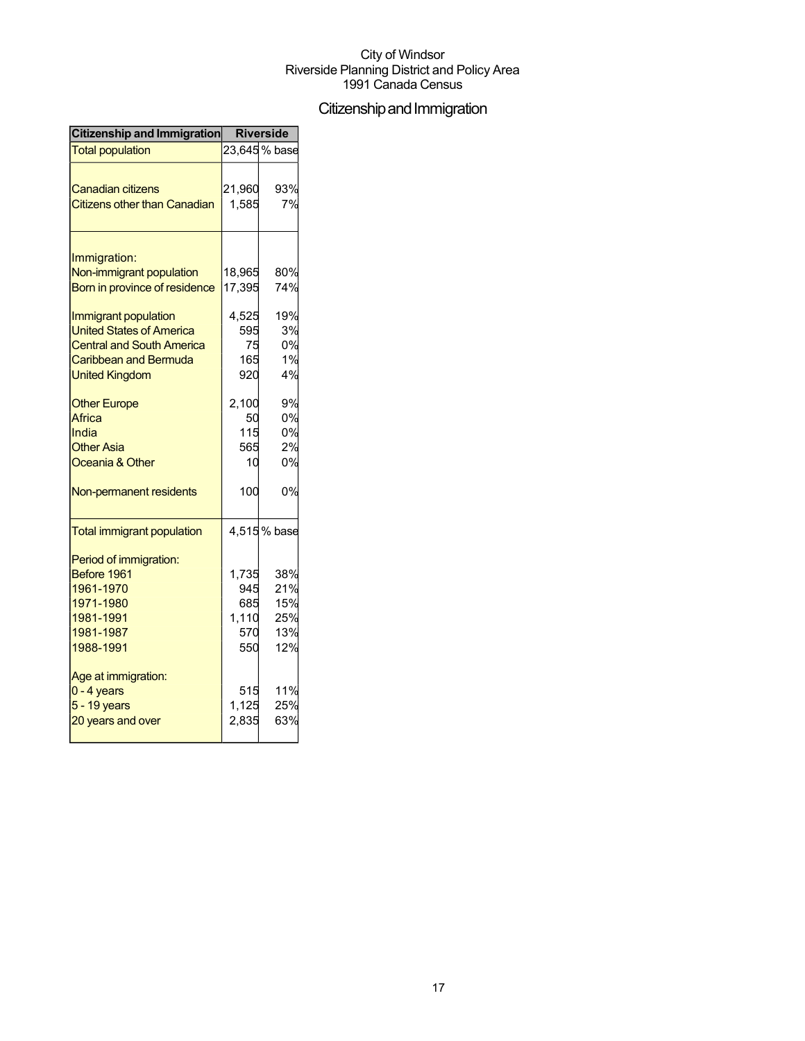City of Windsor
Riverside Planning District and Policy Area
1991 Canada Census

# Citizenship and Immigration

| Citizenship and Immigration | Riverside | |
|---|---|---|
| Total population | 23,645 | % base |
| | | |
| Canadian citizens | 21,960 | 93% |
| Citizens other than Canadian | 1,585 | 7% |
| | | |
| Immigration: | | |
| Non-immigrant population | 18,965 | 80% |
| Born in province of residence | 17,395 | 74% |
| | | |
| Immigrant population | 4,525 | 19% |
| United States of America | 595 | 3% |
| Central and South America | 75 | 0% |
| Caribbean and Bermuda | 165 | 1% |
| United Kingdom | 920 | 4% |
| | | |
| Other Europe | 2,100 | 9% |
| Africa | 50 | 0% |
| India | 115 | 0% |
| Other Asia | 565 | 2% |
| Oceania & Other | 10 | 0% |
| | | |
| Non-permanent residents | 100 | 0% |
| | | |
| Total immigrant population | 4,515 | % base |
| | | |
| Period of immigration: | | |
| Before 1961 | 1,735 | 38% |
| 1961-1970 | 945 | 21% |
| 1971-1980 | 685 | 15% |
| 1981-1991 | 1,110 | 25% |
| 1981-1987 | 570 | 13% |
| 1988-1991 | 550 | 12% |
| | | |
| Age at immigration: | | |
| 0 - 4 years | 515 | 11% |
| 5 - 19 years | 1,125 | 25% |
| 20 years and over | 2,835 | 63% |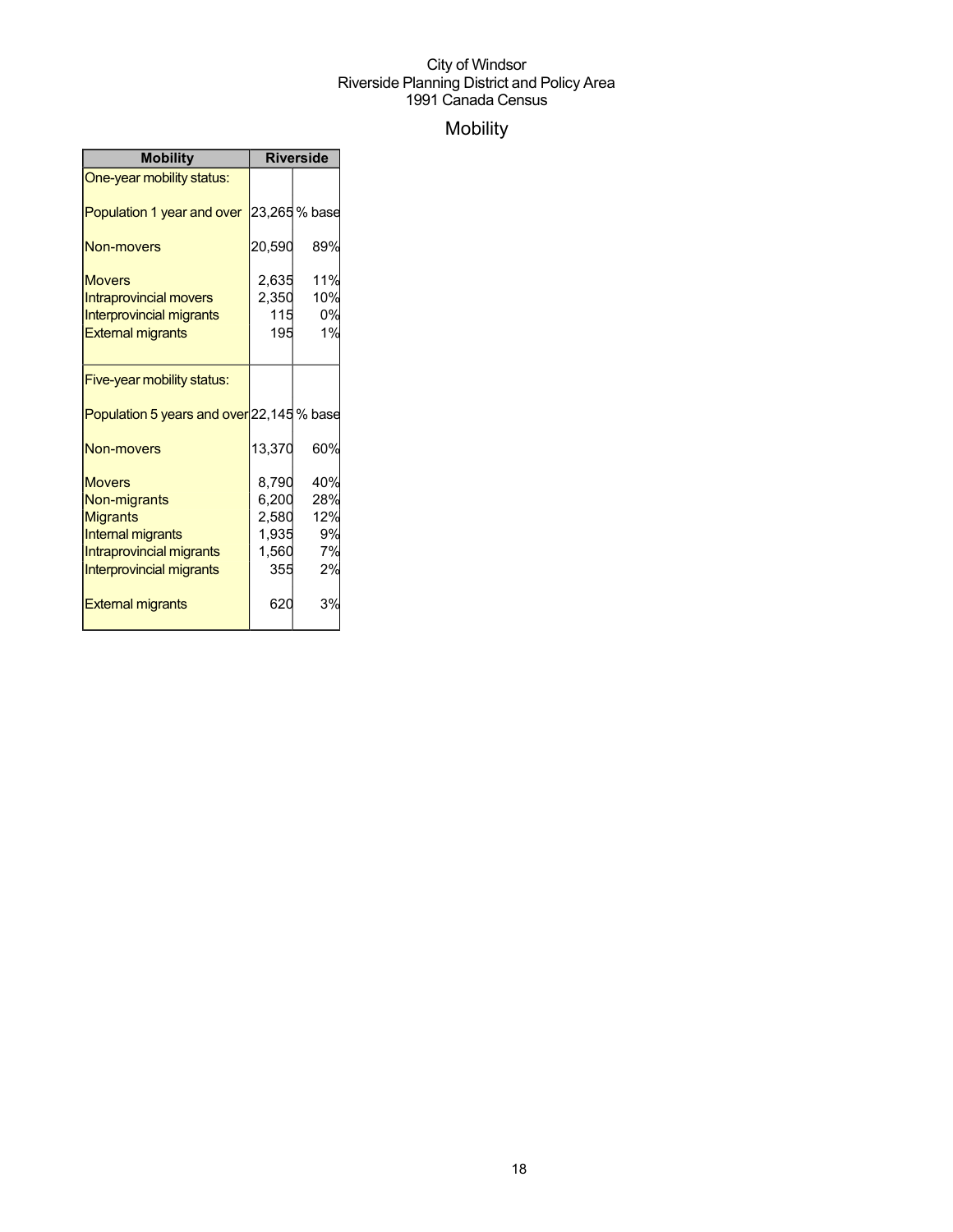City of Windsor
Riverside Planning District and Policy Area
1991 Canada Census

# Mobility

| Mobility | Riverside | |
|---|---|---|
| One-year mobility status: | | |
| Population 1 year and over | 23,265 | % base |
| Non-movers | 20,590 | 89% |
| Movers | 2,635 | 11% |
| Intraprovincial movers | 2,350 | 10% |
| Interprovincial migrants | 115 | 0% |
| External migrants | 195 | 1% |
| Five-year mobility status: | | |
| Population 5 years and over | 22,145 | % base |
| Non-movers | 13,370 | 60% |
| Movers | 8,790 | 40% |
| Non-migrants | 6,200 | 28% |
| Migrants | 2,580 | 12% |
| Internal migrants | 1,935 | 9% |
| Intraprovincial migrants | 1,560 | 7% |
| Interprovincial migrants | 355 | 2% |
| External migrants | 620 | 3% |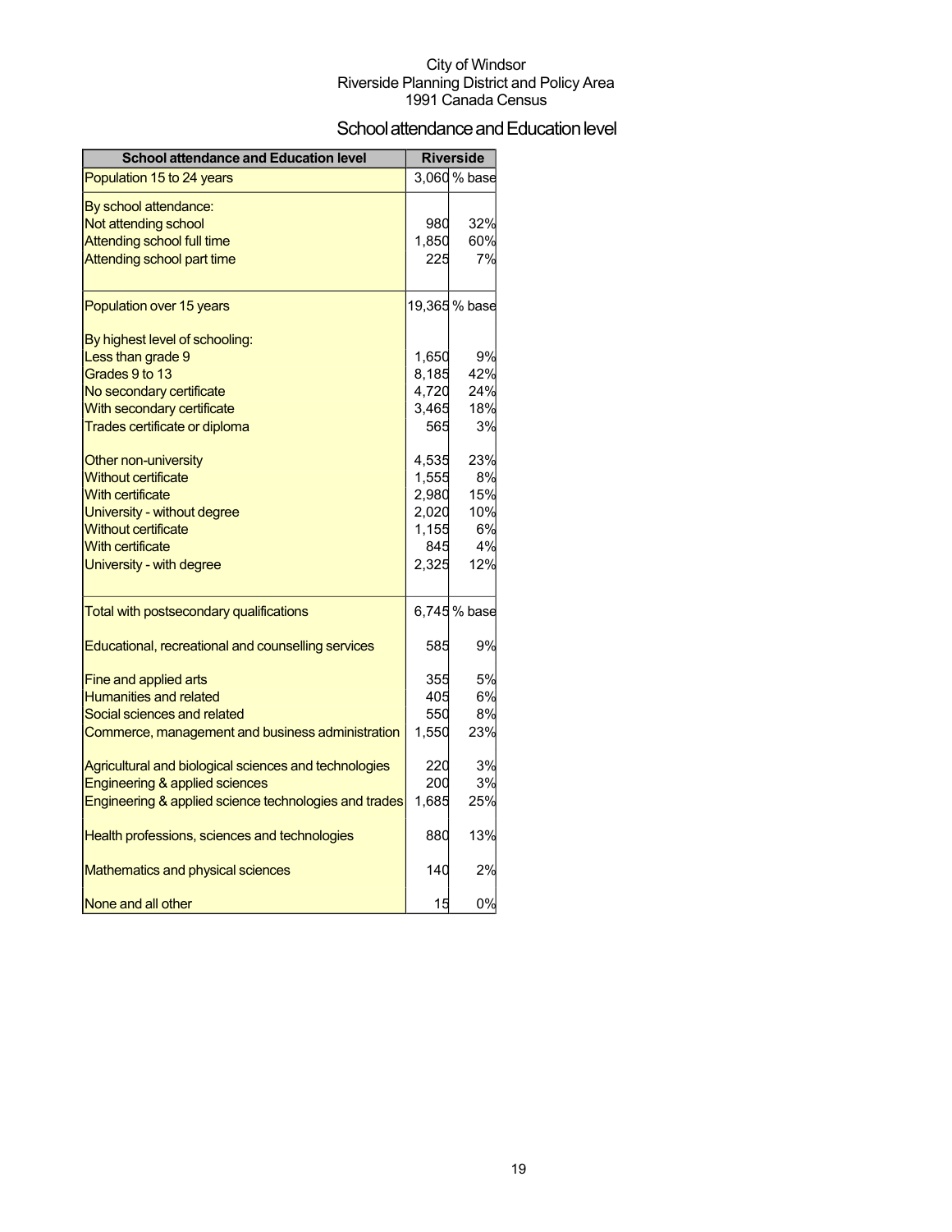City of Windsor
Riverside Planning District and Policy Area
1991 Canada Census

# School attendance and Education level

| School attendance and Education level | Riverside | |
|---|---|---|
| Population 15 to 24 years | 3,060 | % base |
| By school attendance: | | |
| Not attending school | 980 | 32% |
| Attending school full time | 1,850 | 60% |
| Attending school part time | 225 | 7% |
| Population over 15 years | 19,365 | % base |
| By highest level of schooling: | | |
| Less than grade 9 | 1,650 | 9% |
| Grades 9 to 13 | 8,185 | 42% |
| No secondary certificate | 4,720 | 24% |
| With secondary certificate | 3,465 | 18% |
| Trades certificate or diploma | 565 | 3% |
| Other non-university | 4,535 | 23% |
| Without certificate | 1,555 | 8% |
| With certificate | 2,980 | 15% |
| University - without degree | 2,020 | 10% |
| Without certificate | 1,155 | 6% |
| With certificate | 845 | 4% |
| University - with degree | 2,325 | 12% |
| Total with postsecondary qualifications | 6,745 | % base |
| Educational, recreational and counselling services | 585 | 9% |
| Fine and applied arts | 355 | 5% |
| Humanities and related | 405 | 6% |
| Social sciences and related | 550 | 8% |
| Commerce, management and business administration | 1,550 | 23% |
| Agricultural and biological sciences and technologies | 220 | 3% |
| Engineering & applied sciences | 200 | 3% |
| Engineering & applied science technologies and trades | 1,685 | 25% |
| Health professions, sciences and technologies | 880 | 13% |
| Mathematics and physical sciences | 140 | 2% |
| None and all other | 15 | 0% |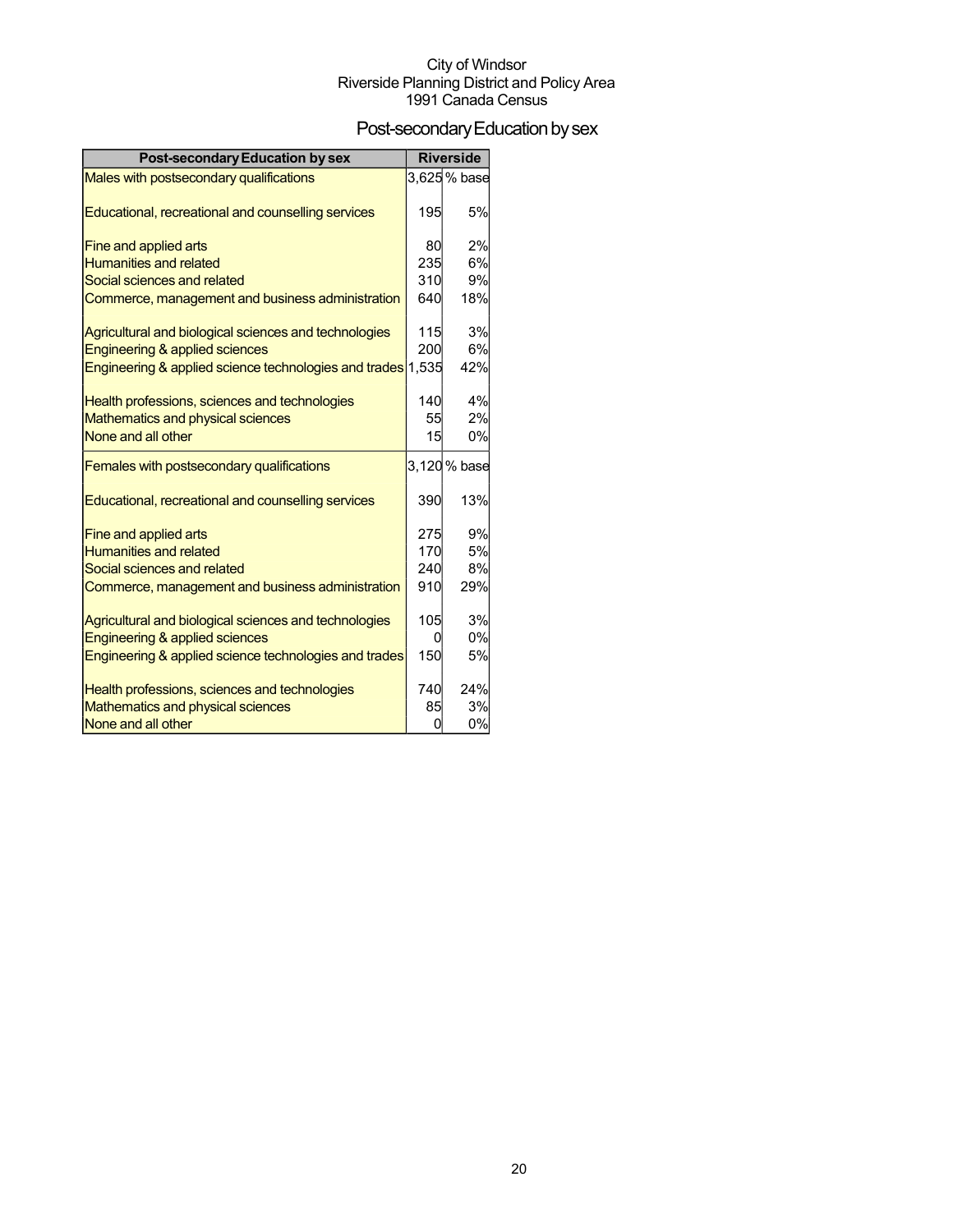City of Windsor
Riverside Planning District and Policy Area
1991 Canada Census

# Post-secondary Education by sex

| Post-secondary Education by sex | Riverside | |
|---|---|---|
| Males with postsecondary qualifications | 3,625 | % base |
| Educational, recreational and counselling services | 195 | 5% |
| Fine and applied arts | 80 | 2% |
| Humanities and related | 235 | 6% |
| Social sciences and related | 310 | 9% |
| Commerce, management and business administration | 640 | 18% |
| Agricultural and biological sciences and technologies | 115 | 3% |
| Engineering & applied sciences | 200 | 6% |
| Engineering & applied science technologies and trades | 1,535 | 42% |
| Health professions, sciences and technologies | 140 | 4% |
| Mathematics and physical sciences | 55 | 2% |
| None and all other | 15 | 0% |
| Females with postsecondary qualifications | 3,120 | % base |
| Educational, recreational and counselling services | 390 | 13% |
| Fine and applied arts | 275 | 9% |
| Humanities and related | 170 | 5% |
| Social sciences and related | 240 | 8% |
| Commerce, management and business administration | 910 | 29% |
| Agricultural and biological sciences and technologies | 105 | 3% |
| Engineering & applied sciences | 0 | 0% |
| Engineering & applied science technologies and trades | 150 | 5% |
| Health professions, sciences and technologies | 740 | 24% |
| Mathematics and physical sciences | 85 | 3% |
| None and all other | 0 | 0% |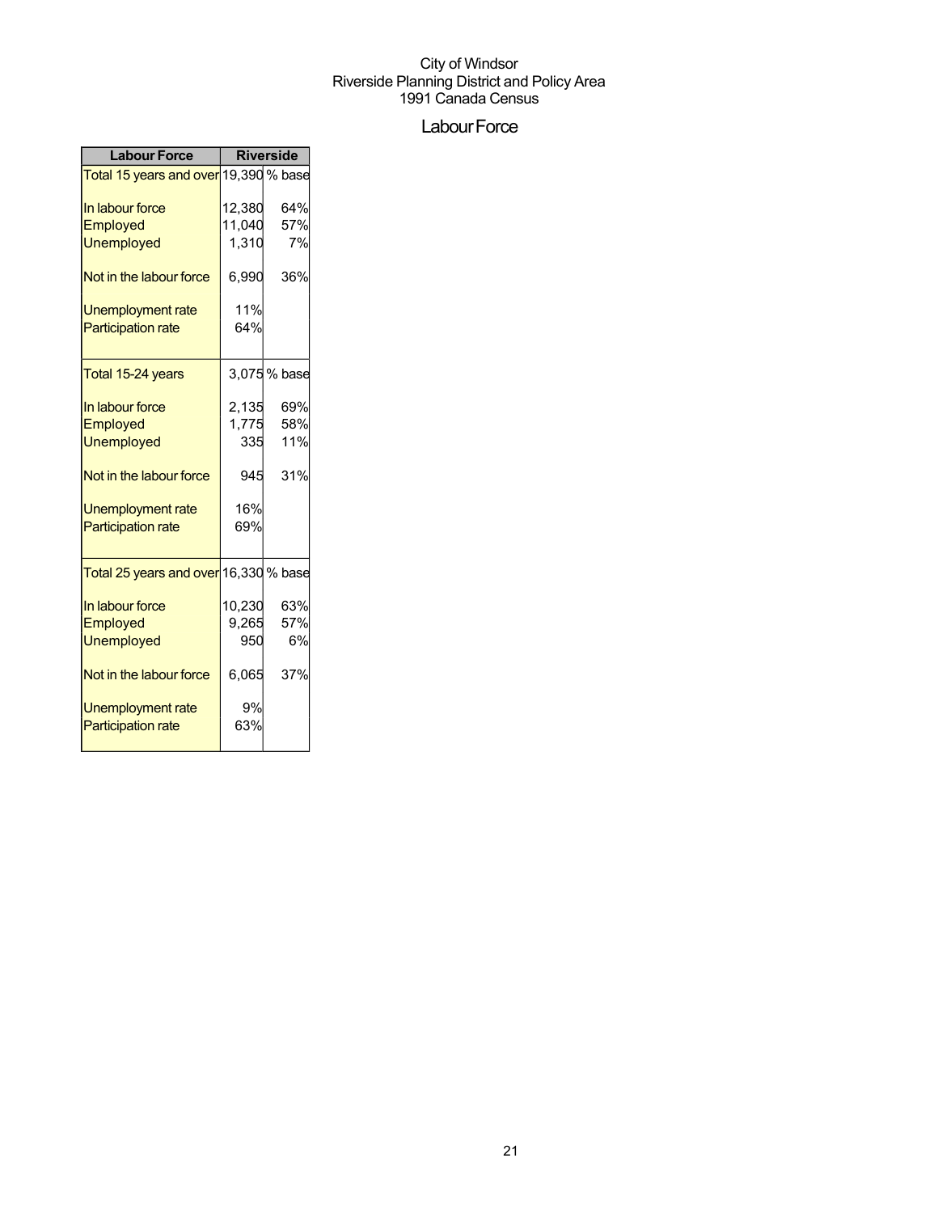City of Windsor
Riverside Planning District and Policy Area
1991 Canada Census

# Labour Force

| Labour Force | Riverside | |
|---|---|---|
| Total 15 years and over | 19,390 | % base |
| In labour force | 12,380 | 64% |
| Employed | 11,040 | 57% |
| Unemployed | 1,310 | 7% |
| Not in the labour force | 6,990 | 36% |
| Unemployment rate | 11% | |
| Participation rate | 64% | |
| Total 15-24 years | 3,075 | % base |
| In labour force | 2,135 | 69% |
| Employed | 1,775 | 58% |
| Unemployed | 335 | 11% |
| Not in the labour force | 945 | 31% |
| Unemployment rate | 16% | |
| Participation rate | 69% | |
| Total 25 years and over | 16,330 | % base |
| In labour force | 10,230 | 63% |
| Employed | 9,265 | 57% |
| Unemployed | 950 | 6% |
| Not in the labour force | 6,065 | 37% |
| Unemployment rate | 9% | |
| Participation rate | 63% | |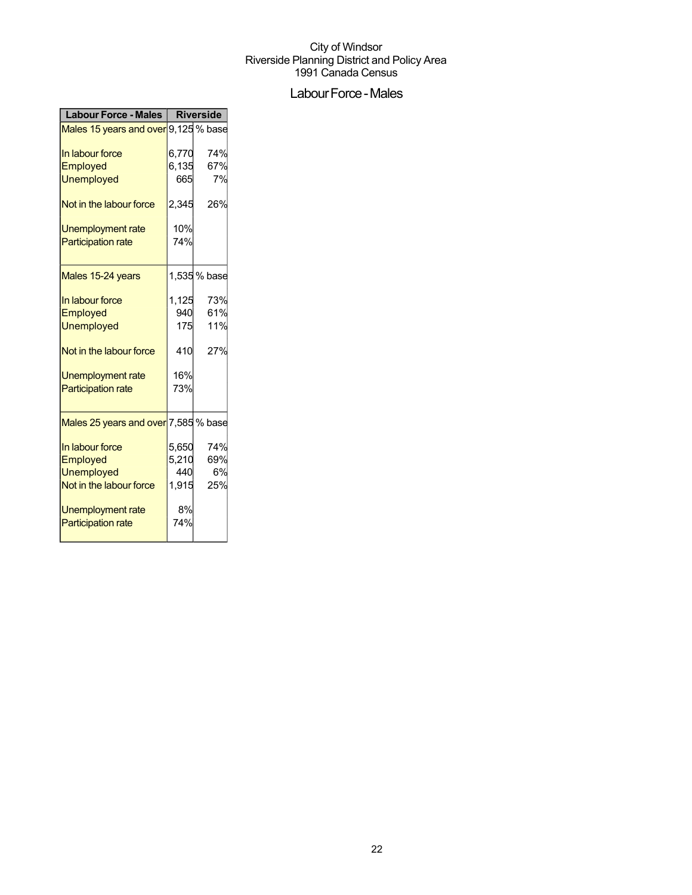City of Windsor
Riverside Planning District and Policy Area
1991 Canada Census

# Labour Force - Males

| Labour Force - Males | Riverside | |
|---|---|---|
| Males 15 years and over | 9,125 | % base |
| In labour force | 6,770 | 74% |
| Employed | 6,135 | 67% |
| Unemployed | 665 | 7% |
| Not in the labour force | 2,345 | 26% |
| Unemployment rate | 10% | |
| Participation rate | 74% | |
| Males 15-24 years | 1,535 | % base |
| In labour force | 1,125 | 73% |
| Employed | 940 | 61% |
| Unemployed | 175 | 11% |
| Not in the labour force | 410 | 27% |
| Unemployment rate | 16% | |
| Participation rate | 73% | |
| Males 25 years and over | 7,585 | % base |
| In labour force | 5,650 | 74% |
| Employed | 5,210 | 69% |
| Unemployed | 440 | 6% |
| Not in the labour force | 1,915 | 25% |
| Unemployment rate | 8% | |
| Participation rate | 74% | |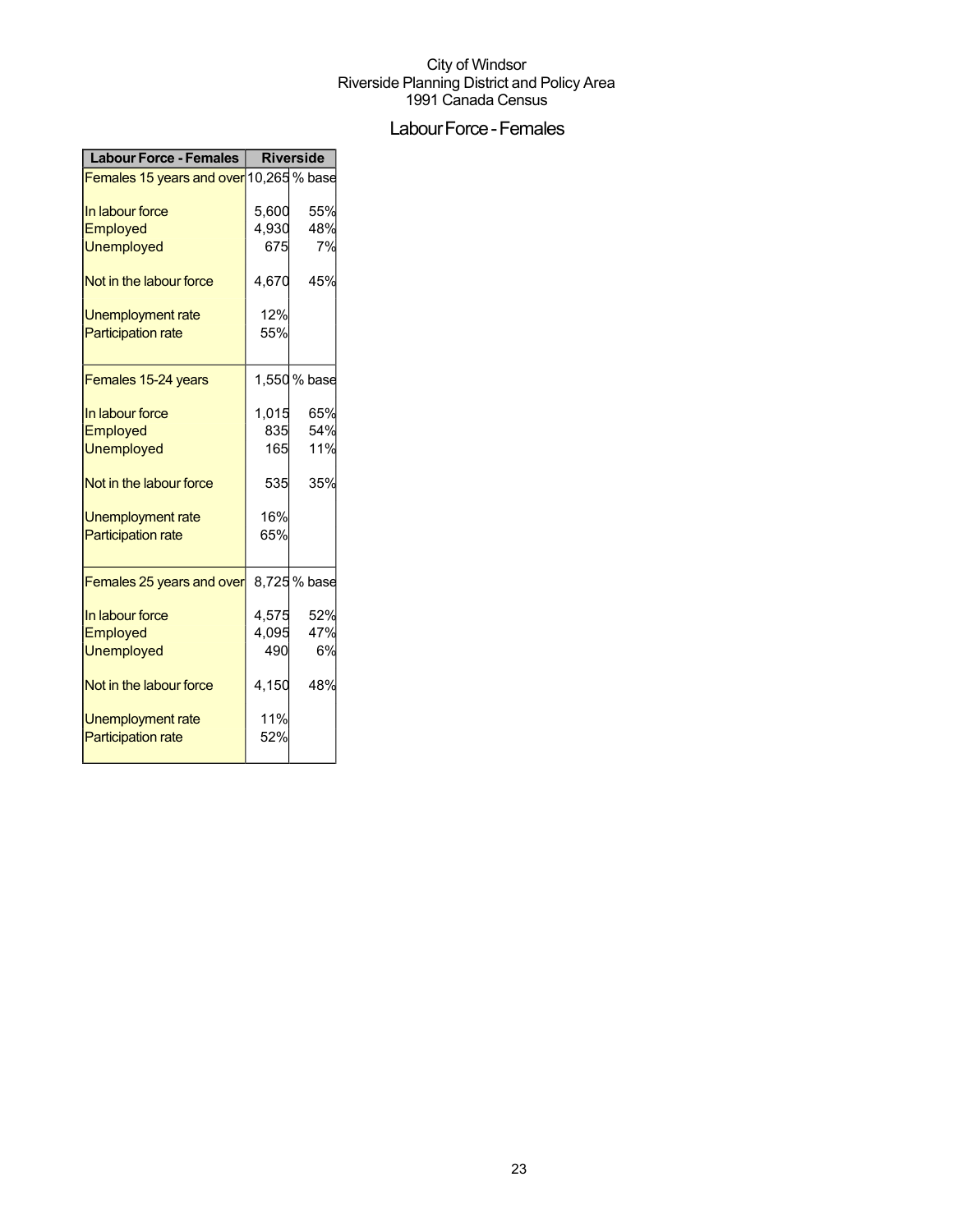City of Windsor
Riverside Planning District and Policy Area
1991 Canada Census

# Labour Force - Females

| Labour Force - Females | Riverside | |
|---|---|---|
| Females 15 years and over | 10,265 | % base |
| In labour force | 5,600 | 55% |
| Employed | 4,930 | 48% |
| Unemployed | 675 | 7% |
| Not in the labour force | 4,670 | 45% |
| Unemployment rate | 12% | |
| Participation rate | 55% | |
| Females 15-24 years | 1,550 | % base |
| In labour force | 1,015 | 65% |
| Employed | 835 | 54% |
| Unemployed | 165 | 11% |
| Not in the labour force | 535 | 35% |
| Unemployment rate | 16% | |
| Participation rate | 65% | |
| Females 25 years and over | 8,725 | % base |
| In labour force | 4,575 | 52% |
| Employed | 4,095 | 47% |
| Unemployed | 490 | 6% |
| Not in the labour force | 4,150 | 48% |
| Unemployment rate | 11% | |
| Participation rate | 52% | |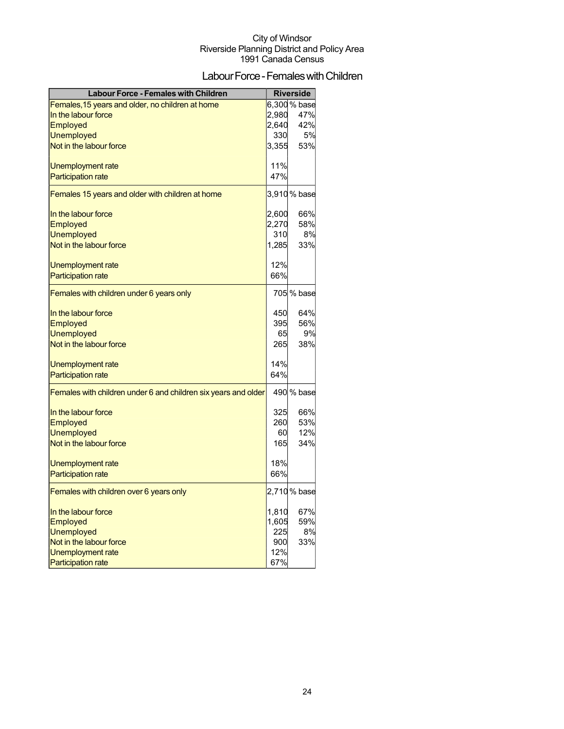City of Windsor
Riverside Planning District and Policy Area
1991 Canada Census

# Labour Force - Females with Children

| Labour Force - Females with Children | Riverside | |
|---|---|---|
| Females,15 years and older, no children at home | 6,300 | % base |
| In the labour force | 2,980 | 47% |
| Employed | 2,640 | 42% |
| Unemployed | 330 | 5% |
| Not in the labour force | 3,355 | 53% |
| Unemployment rate | 11% | |
| Participation rate | 47% | |
| Females 15 years and older with children at home | 3,910 | % base |
| In the labour force | 2,600 | 66% |
| Employed | 2,270 | 58% |
| Unemployed | 310 | 8% |
| Not in the labour force | 1,285 | 33% |
| Unemployment rate | 12% | |
| Participation rate | 66% | |
| Females with children under 6 years only | 705 | % base |
| In the labour force | 450 | 64% |
| Employed | 395 | 56% |
| Unemployed | 65 | 9% |
| Not in the labour force | 265 | 38% |
| Unemployment rate | 14% | |
| Participation rate | 64% | |
| Females with children under 6 and children six years and older | 490 | % base |
| In the labour force | 325 | 66% |
| Employed | 260 | 53% |
| Unemployed | 60 | 12% |
| Not in the labour force | 165 | 34% |
| Unemployment rate | 18% | |
| Participation rate | 66% | |
| Females with children over 6 years only | 2,710 | % base |
| In the labour force | 1,810 | 67% |
| Employed | 1,605 | 59% |
| Unemployed | 225 | 8% |
| Not in the labour force | 900 | 33% |
| Unemployment rate | 12% | |
| Participation rate | 67% | |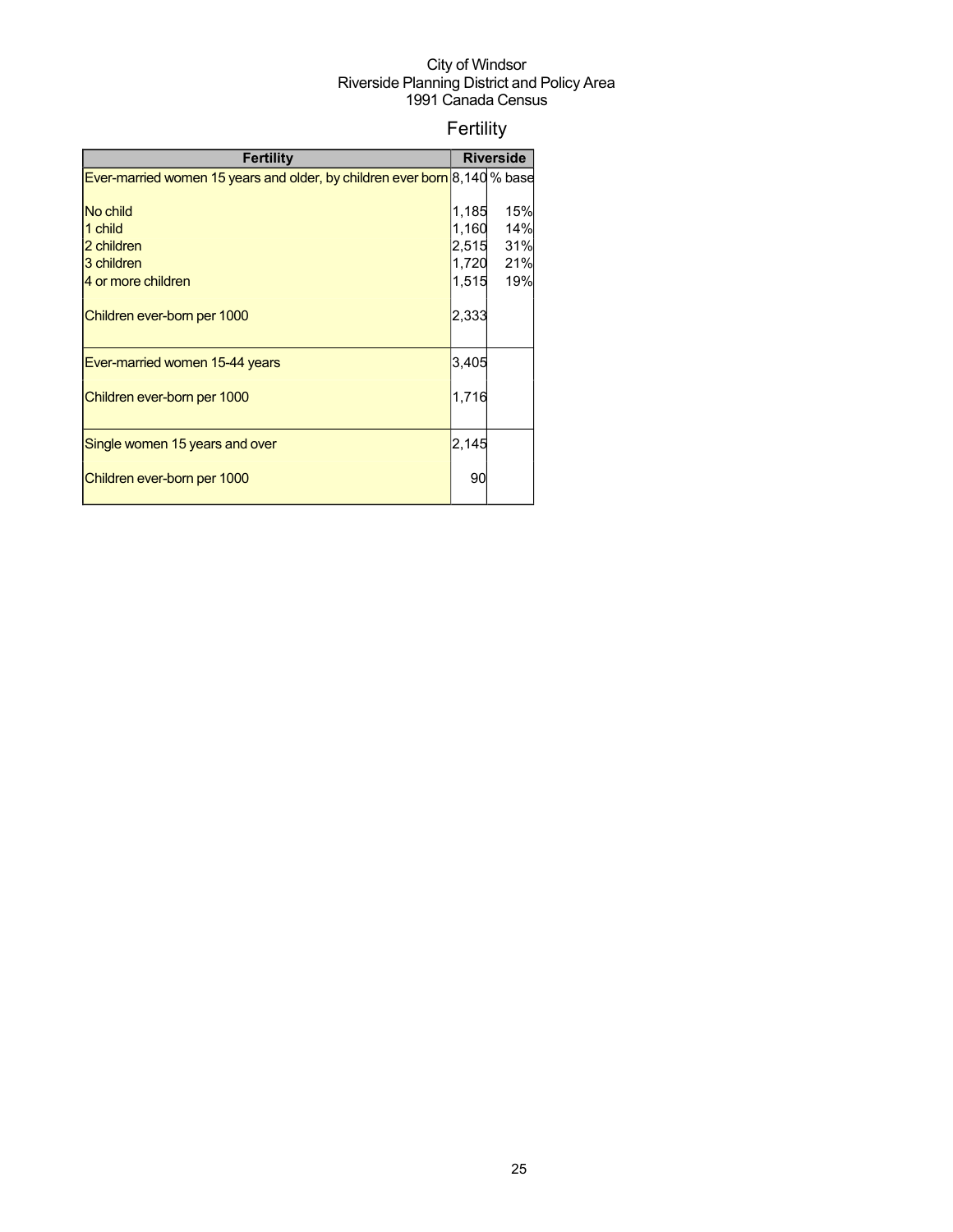City of Windsor
Riverside Planning District and Policy Area
1991 Canada Census

# Fertility

| Fertility | Riverside | |
|---|---|---|
| Ever-married women 15 years and older, by children ever born | 8,140 | % base |
| No child | 1,185 | 15% |
| 1 child | 1,160 | 14% |
| 2 children | 2,515 | 31% |
| 3 children | 1,720 | 21% |
| 4 or more children | 1,515 | 19% |
| Children ever-born per 1000 | 2,333 | |
| Ever-married women 15-44 years | 3,405 | |
| Children ever-born per 1000 | 1,716 | |
| Single women 15 years and over | 2,145 | |
| Children ever-born per 1000 | 90 | |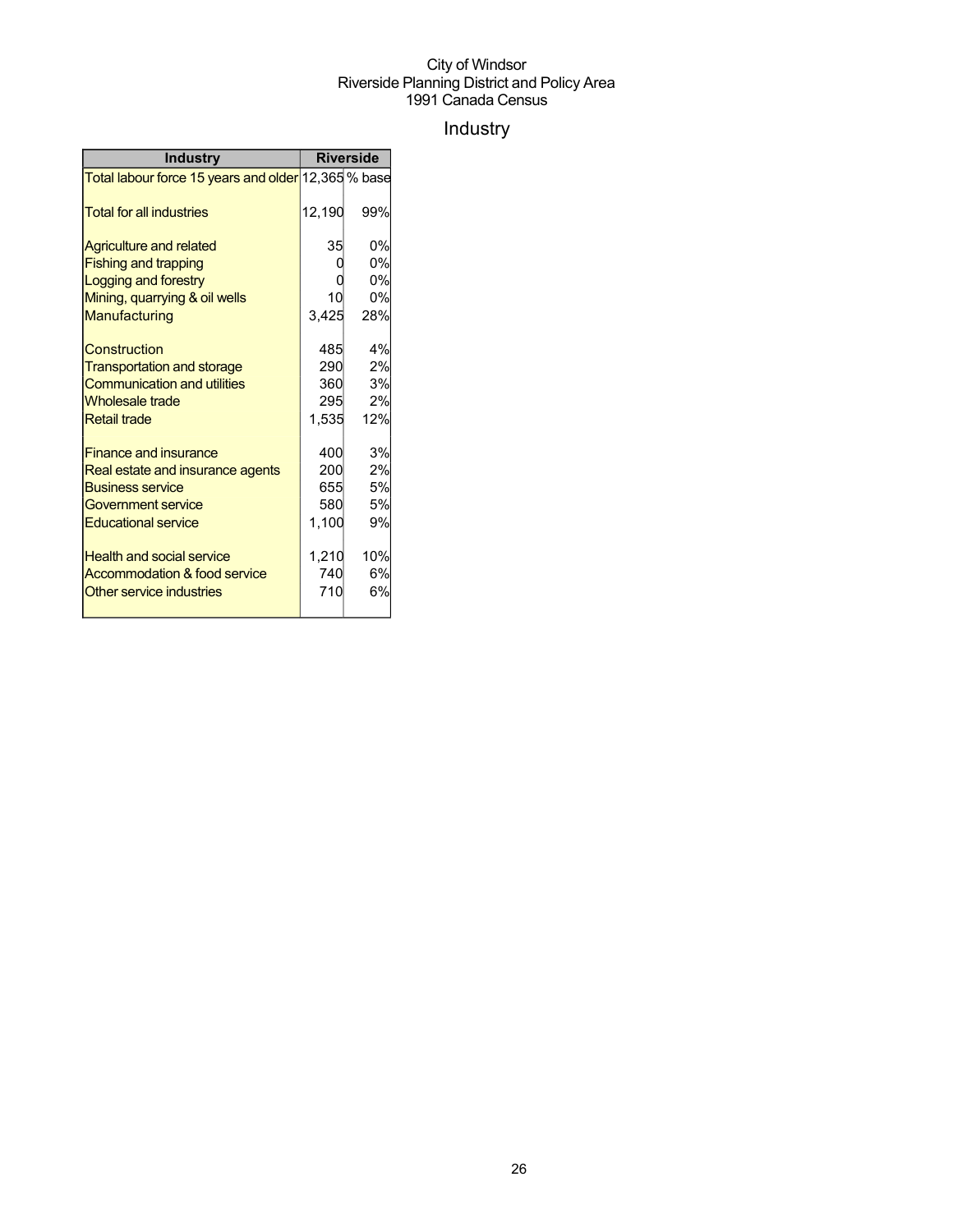City of Windsor
Riverside Planning District and Policy Area
1991 Canada Census

# Industry

| Industry | Riverside | |
|---|---|---|
| Total labour force 15 years and older | 12,365 | % base |
| Total for all industries | 12,190 | 99% |
| Agriculture and related | 35 | 0% |
| Fishing and trapping | 0 | 0% |
| Logging and forestry | 0 | 0% |
| Mining, quarrying & oil wells | 10 | 0% |
| Manufacturing | 3,425 | 28% |
| Construction | 485 | 4% |
| Transportation and storage | 290 | 2% |
| Communication and utilities | 360 | 3% |
| Wholesale trade | 295 | 2% |
| Retail trade | 1,535 | 12% |
| Finance and insurance | 400 | 3% |
| Real estate and insurance agents | 200 | 2% |
| Business service | 655 | 5% |
| Government service | 580 | 5% |
| Educational service | 1,100 | 9% |
| Health and social service | 1,210 | 10% |
| Accommodation & food service | 740 | 6% |
| Other service industries | 710 | 6% |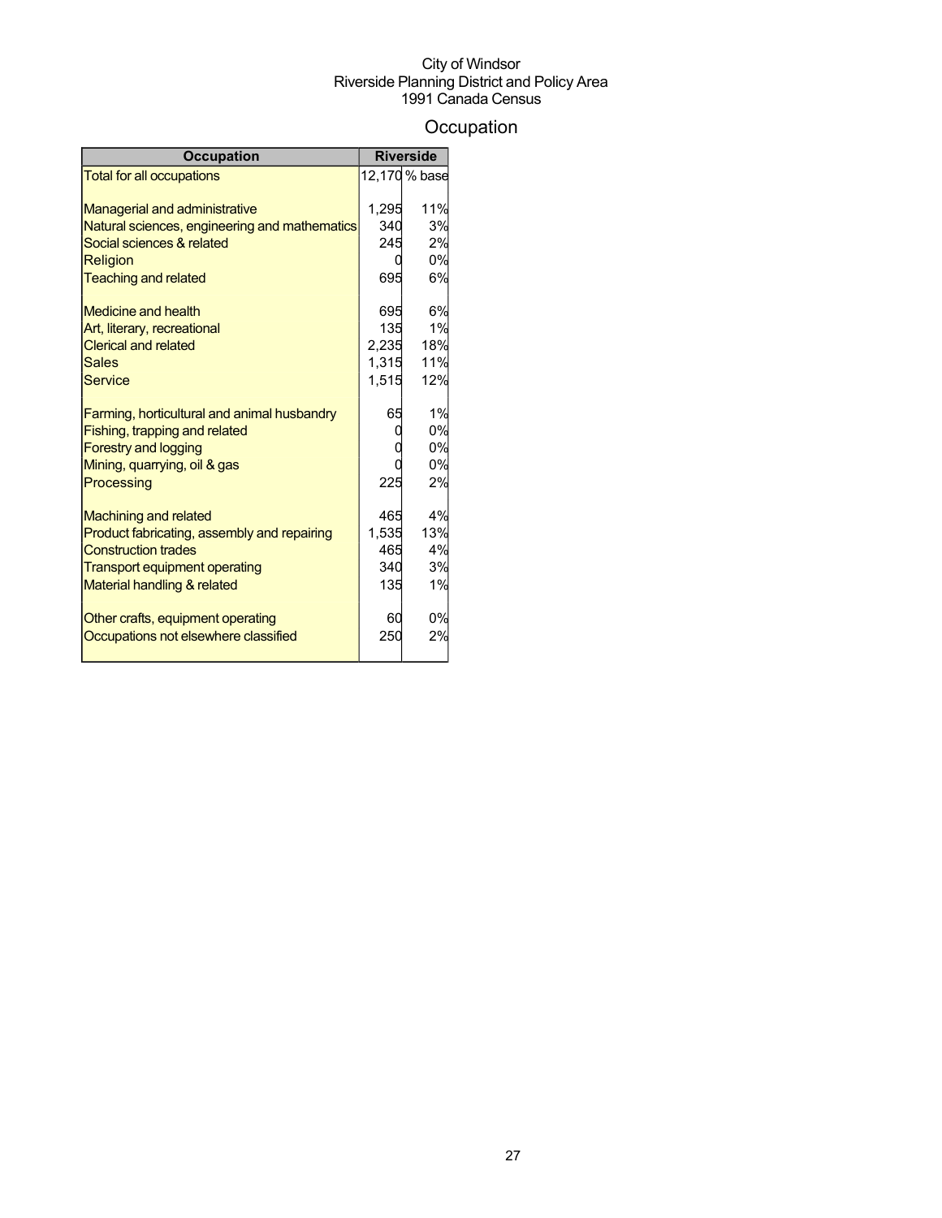City of Windsor
Riverside Planning District and Policy Area
1991 Canada Census

# Occupation

| Occupation | Riverside | |
|---|---|---|
| Total for all occupations | 12,170 | % base |
| | | |
| Managerial and administrative | 1,295 | 11% |
| Natural sciences, engineering and mathematics | 340 | 3% |
| Social sciences & related | 245 | 2% |
| Religion | 0 | 0% |
| Teaching and related | 695 | 6% |
| | | |
| Medicine and health | 695 | 6% |
| Art, literary, recreational | 135 | 1% |
| Clerical and related | 2,235 | 18% |
| Sales | 1,315 | 11% |
| Service | 1,515 | 12% |
| | | |
| Farming, horticultural and animal husbandry | 65 | 1% |
| Fishing, trapping and related | 0 | 0% |
| Forestry and logging | 0 | 0% |
| Mining, quarrying, oil & gas | 0 | 0% |
| Processing | 225 | 2% |
| | | |
| Machining and related | 465 | 4% |
| Product fabricating, assembly and repairing | 1,535 | 13% |
| Construction trades | 465 | 4% |
| Transport equipment operating | 340 | 3% |
| Material handling & related | 135 | 1% |
| | | |
| Other crafts, equipment operating | 60 | 0% |
| Occupations not elsewhere classified | 250 | 2% |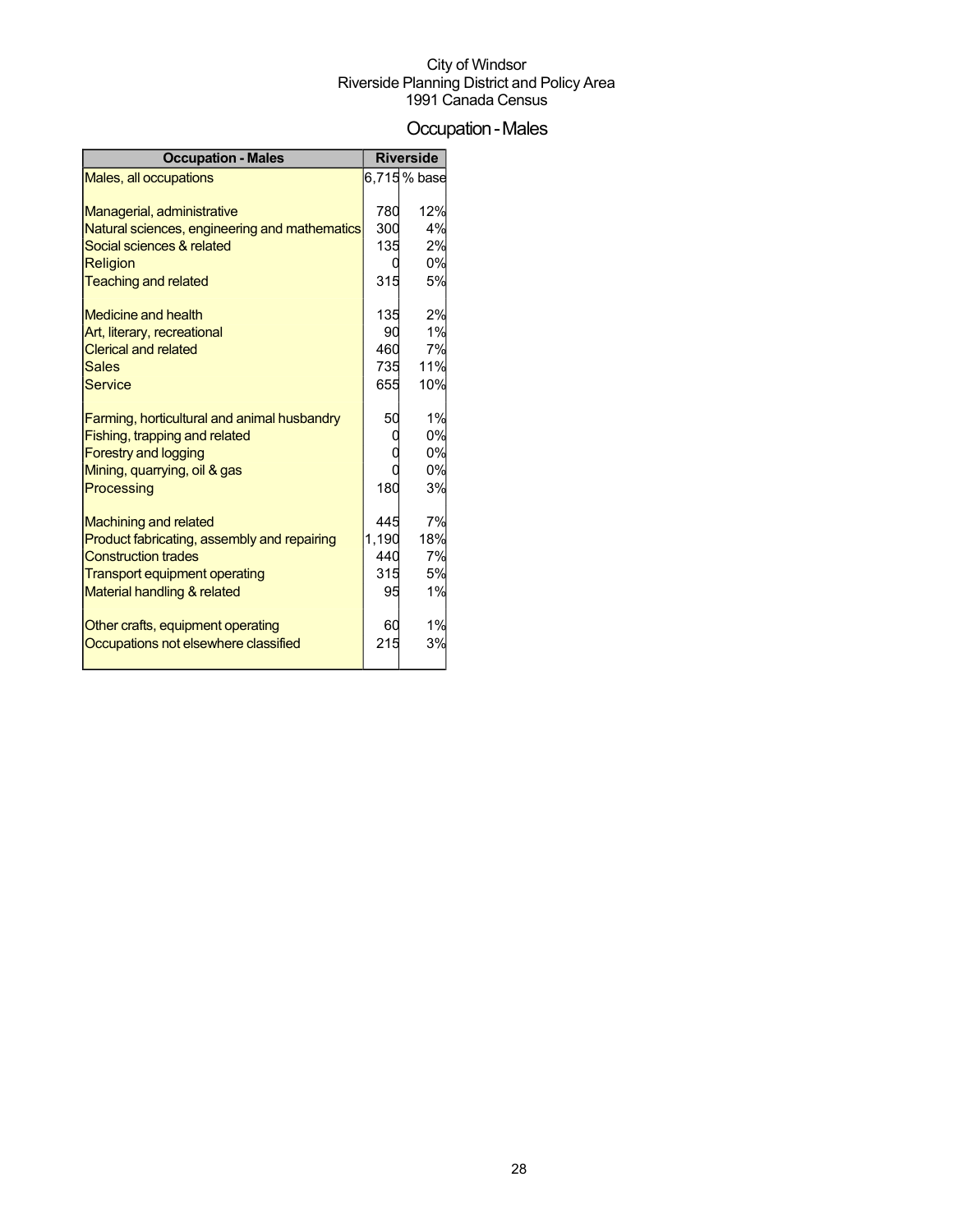City of Windsor
Riverside Planning District and Policy Area
1991 Canada Census

# Occupation - Males

| Occupation - Males | Riverside | |
|---|---|---|
| Males, all occupations | 6,715 | % base |
| | | |
| Managerial, administrative | 780 | 12% |
| Natural sciences, engineering and mathematics | 300 | 4% |
| Social sciences & related | 135 | 2% |
| Religion | 0 | 0% |
| Teaching and related | 315 | 5% |
| | | |
| Medicine and health | 135 | 2% |
| Art, literary, recreational | 90 | 1% |
| Clerical and related | 460 | 7% |
| Sales | 735 | 11% |
| Service | 655 | 10% |
| | | |
| Farming, horticultural and animal husbandry | 50 | 1% |
| Fishing, trapping and related | 0 | 0% |
| Forestry and logging | 0 | 0% |
| Mining, quarrying, oil & gas | 0 | 0% |
| Processing | 180 | 3% |
| | | |
| Machining and related | 445 | 7% |
| Product fabricating, assembly and repairing | 1,190 | 18% |
| Construction trades | 440 | 7% |
| Transport equipment operating | 315 | 5% |
| Material handling & related | 95 | 1% |
| | | |
| Other crafts, equipment operating | 60 | 1% |
| Occupations not elsewhere classified | 215 | 3% |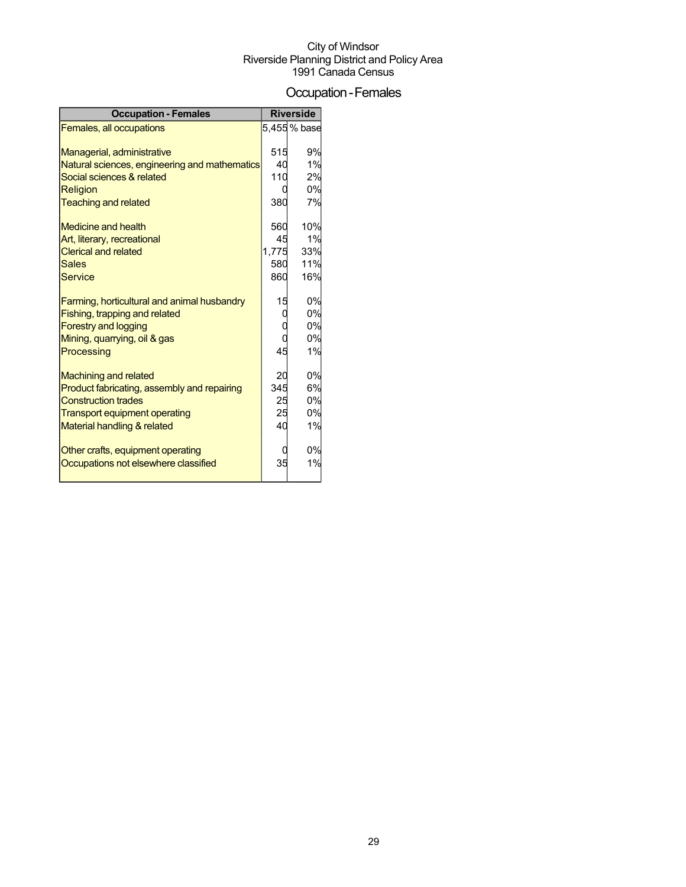City of Windsor
Riverside Planning District and Policy Area
1991 Canada Census

# Occupation - Females

| Occupation - Females | Riverside | |
|---|---|---|
| Females, all occupations | 5,455 | % base |
| | | |
| Managerial, administrative | 515 | 9% |
| Natural sciences, engineering and mathematics | 40 | 1% |
| Social sciences & related | 110 | 2% |
| Religion | 0 | 0% |
| Teaching and related | 380 | 7% |
| | | |
| Medicine and health | 560 | 10% |
| Art, literary, recreational | 45 | 1% |
| Clerical and related | 1,775 | 33% |
| Sales | 580 | 11% |
| Service | 860 | 16% |
| | | |
| Farming, horticultural and animal husbandry | 15 | 0% |
| Fishing, trapping and related | 0 | 0% |
| Forestry and logging | 0 | 0% |
| Mining, quarrying, oil & gas | 0 | 0% |
| Processing | 45 | 1% |
| | | |
| Machining and related | 20 | 0% |
| Product fabricating, assembly and repairing | 345 | 6% |
| Construction trades | 25 | 0% |
| Transport equipment operating | 25 | 0% |
| Material handling & related | 40 | 1% |
| | | |
| Other crafts, equipment operating | 0 | 0% |
| Occupations not elsewhere classified | 35 | 1% |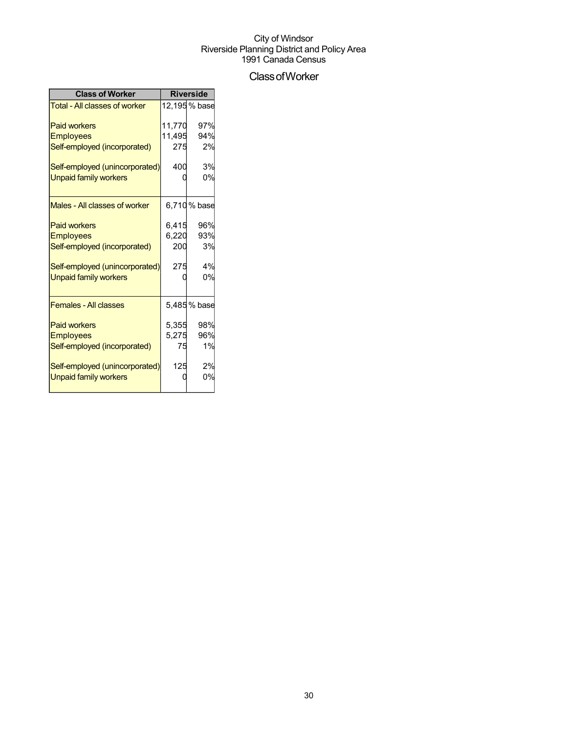City of Windsor
Riverside Planning District and Policy Area
1991 Canada Census

# Class of Worker

| Class of Worker | Riverside | |
|---|---|---|
| Total - All classes of worker | 12,195 | % base |
| Paid workers | 11,770 | 97% |
| Employees | 11,495 | 94% |
| Self-employed (incorporated) | 275 | 2% |
| Self-employed (unincorporated) | 400 | 3% |
| Unpaid family workers | 0 | 0% |
| Males - All classes of worker | 6,710 | % base |
| Paid workers | 6,415 | 96% |
| Employees | 6,220 | 93% |
| Self-employed (incorporated) | 200 | 3% |
| Self-employed (unincorporated) | 275 | 4% |
| Unpaid family workers | 0 | 0% |
| Females - All classes | 5,485 | % base |
| Paid workers | 5,355 | 98% |
| Employees | 5,275 | 96% |
| Self-employed (incorporated) | 75 | 1% |
| Self-employed (unincorporated) | 125 | 2% |
| Unpaid family workers | 0 | 0% |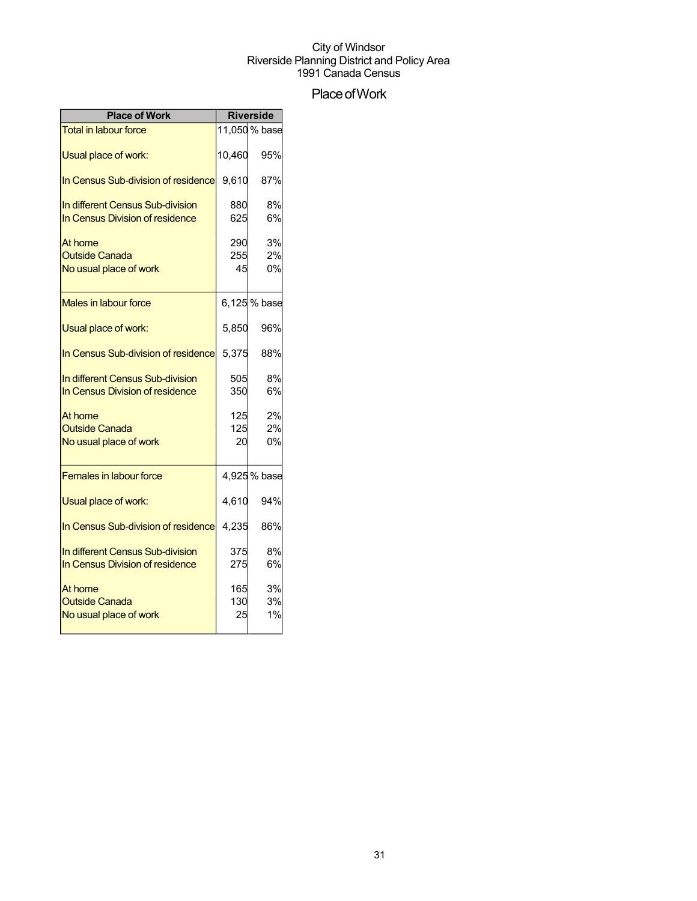City of Windsor
Riverside Planning District and Policy Area
1991 Canada Census

# Place of Work

| Place of Work | Riverside | |
|---|---|---|
| Total in labour force | 11,050 | % base |
| Usual place of work: | 10,460 | 95% |
| In Census Sub-division of residence | 9,610 | 87% |
| In different Census Sub-division | 880 | 8% |
| In Census Division of residence | 625 | 6% |
| At home | 290 | 3% |
| Outside Canada | 255 | 2% |
| No usual place of work | 45 | 0% |
| Males in labour force | 6,125 | % base |
| Usual place of work: | 5,850 | 96% |
| In Census Sub-division of residence | 5,375 | 88% |
| In different Census Sub-division | 505 | 8% |
| In Census Division of residence | 350 | 6% |
| At home | 125 | 2% |
| Outside Canada | 125 | 2% |
| No usual place of work | 20 | 0% |
| Females in labour force | 4,925 | % base |
| Usual place of work: | 4,610 | 94% |
| In Census Sub-division of residence | 4,235 | 86% |
| In different Census Sub-division | 375 | 8% |
| In Census Division of residence | 275 | 6% |
| At home | 165 | 3% |
| Outside Canada | 130 | 3% |
| No usual place of work | 25 | 1% |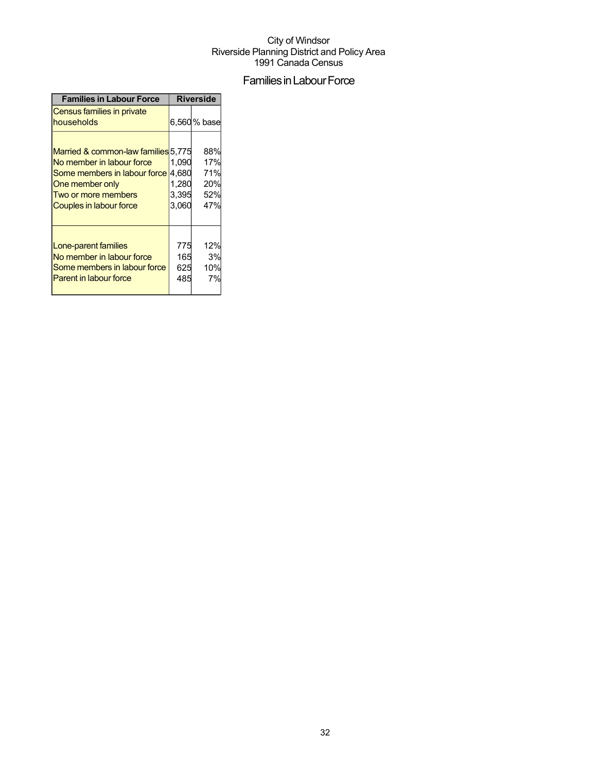City of Windsor
Riverside Planning District and Policy Area
1991 Canada Census

# Families in Labour Force

| Families in Labour Force | Riverside | |
|---|---|---|
| Census families in private households | 6,560 | % base |
| Married & common-law families | 5,775 | 88% |
| No member in labour force | 1,090 | 17% |
| Some members in labour force | 4,680 | 71% |
| One member only | 1,280 | 20% |
| Two or more members | 3,395 | 52% |
| Couples in labour force | 3,060 | 47% |
| Lone-parent families | 775 | 12% |
| No member in labour force | 165 | 3% |
| Some members in labour force | 625 | 10% |
| Parent in labour force | 485 | 7% |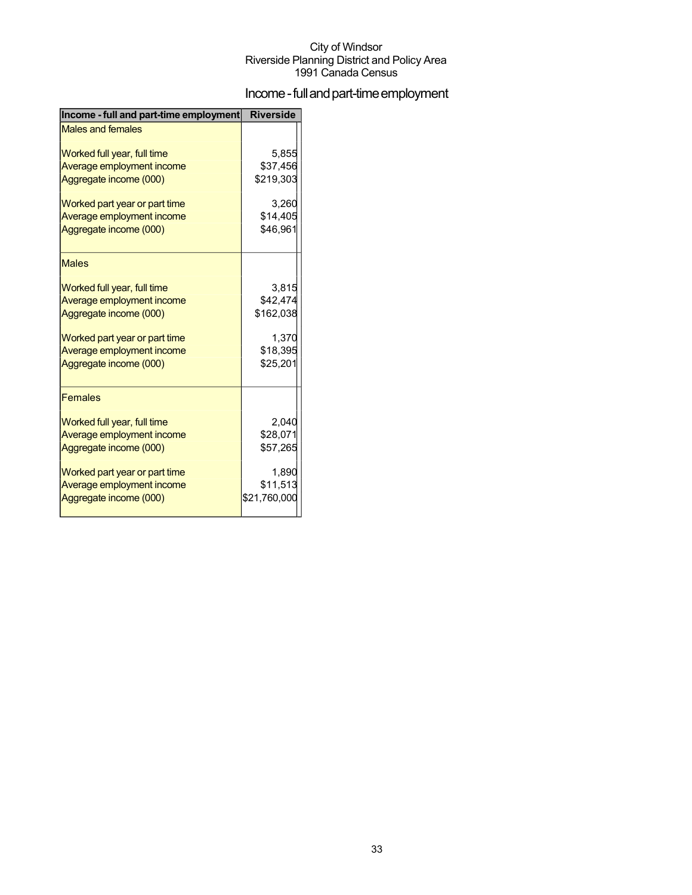City of Windsor
Riverside Planning District and Policy Area
1991 Canada Census

# Income - full and part-time employment

| Income - full and part-time employment | Riverside |
|---|---|
| Males and females | |
| Worked full year, full time | 5,855 |
| Average employment income | $37,456 |
| Aggregate income (000) | $219,303 |
| Worked part year or part time | 3,260 |
| Average employment income | $14,405 |
| Aggregate income (000) | $46,961 |
| Males | |
| Worked full year, full time | 3,815 |
| Average employment income | $42,474 |
| Aggregate income (000) | $162,038 |
| Worked part year or part time | 1,370 |
| Average employment income | $18,395 |
| Aggregate income (000) | $25,201 |
| Females | |
| Worked full year, full time | 2,040 |
| Average employment income | $28,071 |
| Aggregate income (000) | $57,265 |
| Worked part year or part time | 1,890 |
| Average employment income | $11,513 |
| Aggregate income (000) | $21,760,000 |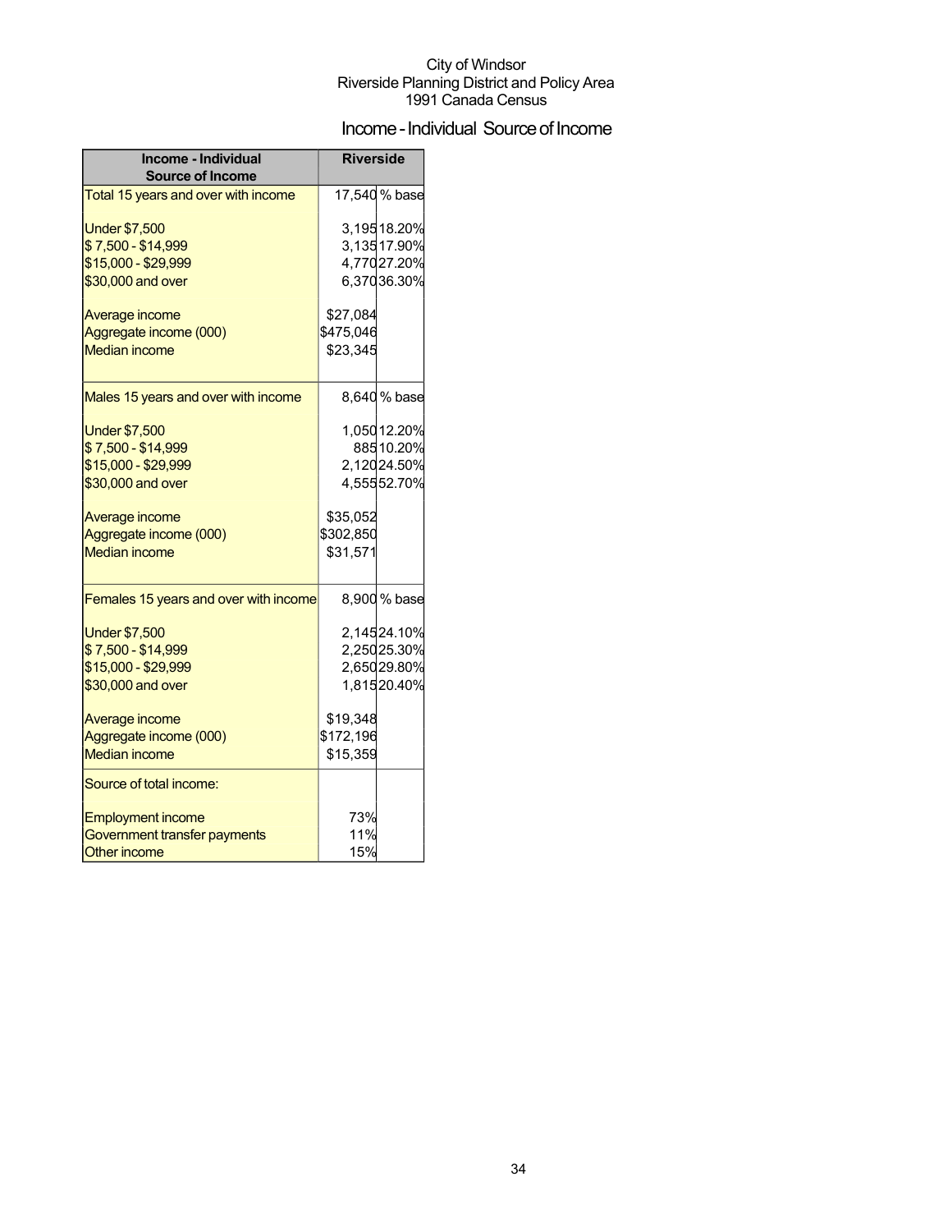City of Windsor
Riverside Planning District and Policy Area
1991 Canada Census

# Income - Individual Source of Income

| Income - Individual Source of Income | Riverside | |
|---|---|---|
| Total 15 years and over with income | 17,540 | % base |
| Under $7,500 | 3,195 | 18.20% |
| $ 7,500 - $14,999 | 3,135 | 17.90% |
| $15,000 - $29,999 | 4,770 | 27.20% |
| $30,000 and over | 6,370 | 36.30% |
| Average income | $27,084 | |
| Aggregate income (000) | $475,046 | |
| Median income | $23,345 | |
| Males 15 years and over with income | 8,640 | % base |
| Under $7,500 | 1,050 | 12.20% |
| $ 7,500 - $14,999 | 885 | 10.20% |
| $15,000 - $29,999 | 2,120 | 24.50% |
| $30,000 and over | 4,555 | 52.70% |
| Average income | $35,052 | |
| Aggregate income (000) | $302,850 | |
| Median income | $31,571 | |
| Females 15 years and over with income | 8,900 | % base |
| Under $7,500 | 2,145 | 24.10% |
| $ 7,500 - $14,999 | 2,250 | 25.30% |
| $15,000 - $29,999 | 2,650 | 29.80% |
| $30,000 and over | 1,815 | 20.40% |
| Average income | $19,348 | |
| Aggregate income (000) | $172,196 | |
| Median income | $15,359 | |
| Source of total income: | | |
| Employment income | 73% | |
| Government transfer payments | 11% | |
| Other income | 15% | |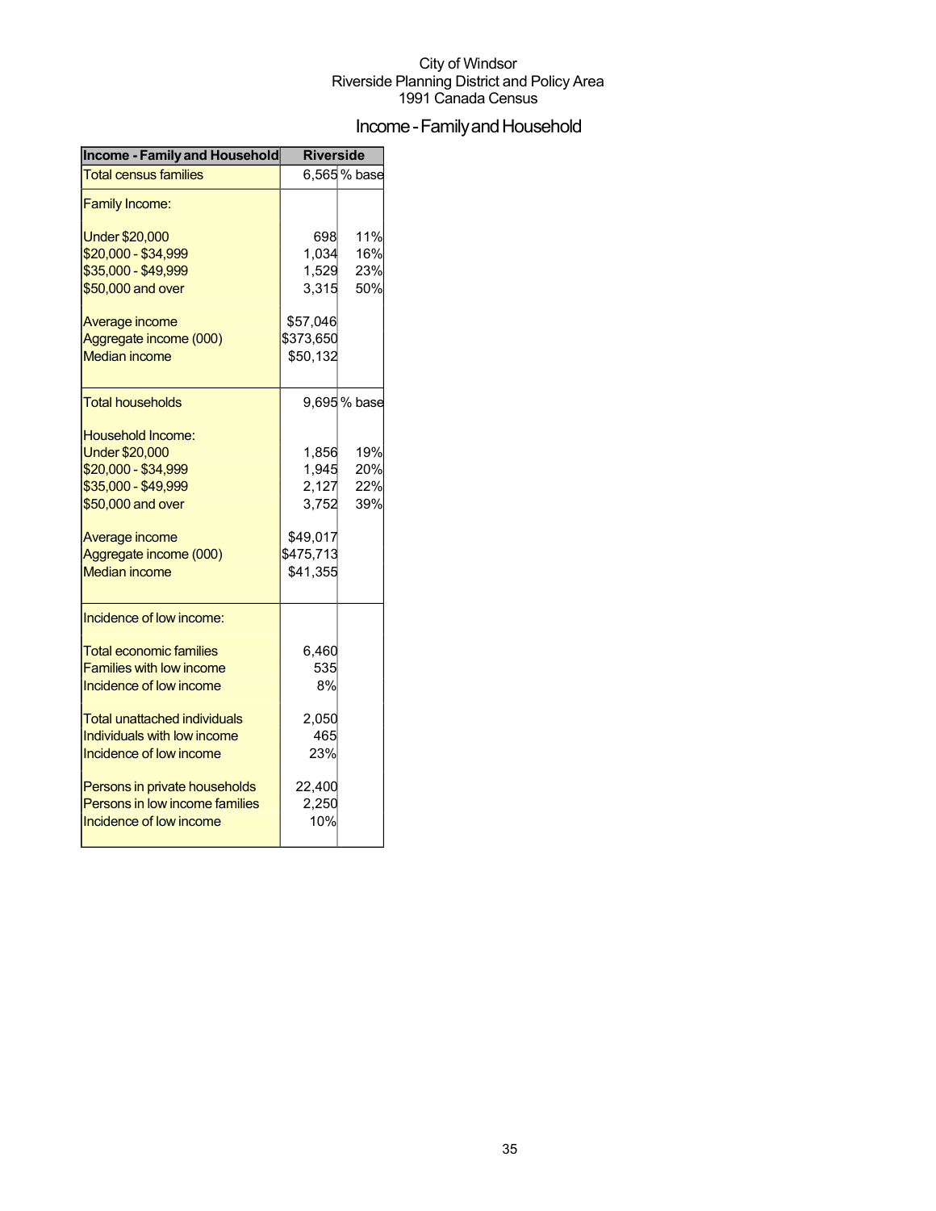City of Windsor
Riverside Planning District and Policy Area
1991 Canada Census

# Income - Family and Household

| Income - Family and Household | Riverside | |
|---|---|---|
| Total census families | 6,565 | % base |
| Family Income: | | |
| Under $20,000 | 698 | 11% |
| $20,000 - $34,999 | 1,034 | 16% |
| $35,000 - $49,999 | 1,529 | 23% |
| $50,000 and over | 3,315 | 50% |
| Average income | $57,046 | |
| Aggregate income (000) | $373,650 | |
| Median income | $50,132 | |
| Total households | 9,695 | % base |
| Household Income: | | |
| Under $20,000 | 1,856 | 19% |
| $20,000 - $34,999 | 1,945 | 20% |
| $35,000 - $49,999 | 2,127 | 22% |
| $50,000 and over | 3,752 | 39% |
| Average income | $49,017 | |
| Aggregate income (000) | $475,713 | |
| Median income | $41,355 | |
| Incidence of low income: | | |
| Total economic families | 6,460 | |
| Families with low income | 535 | |
| Incidence of low income | 8% | |
| Total unattached individuals | 2,050 | |
| Individuals with low income | 465 | |
| Incidence of low income | 23% | |
| Persons in private households | 22,400 | |
| Persons in low income families | 2,250 | |
| Incidence of low income | 10% | |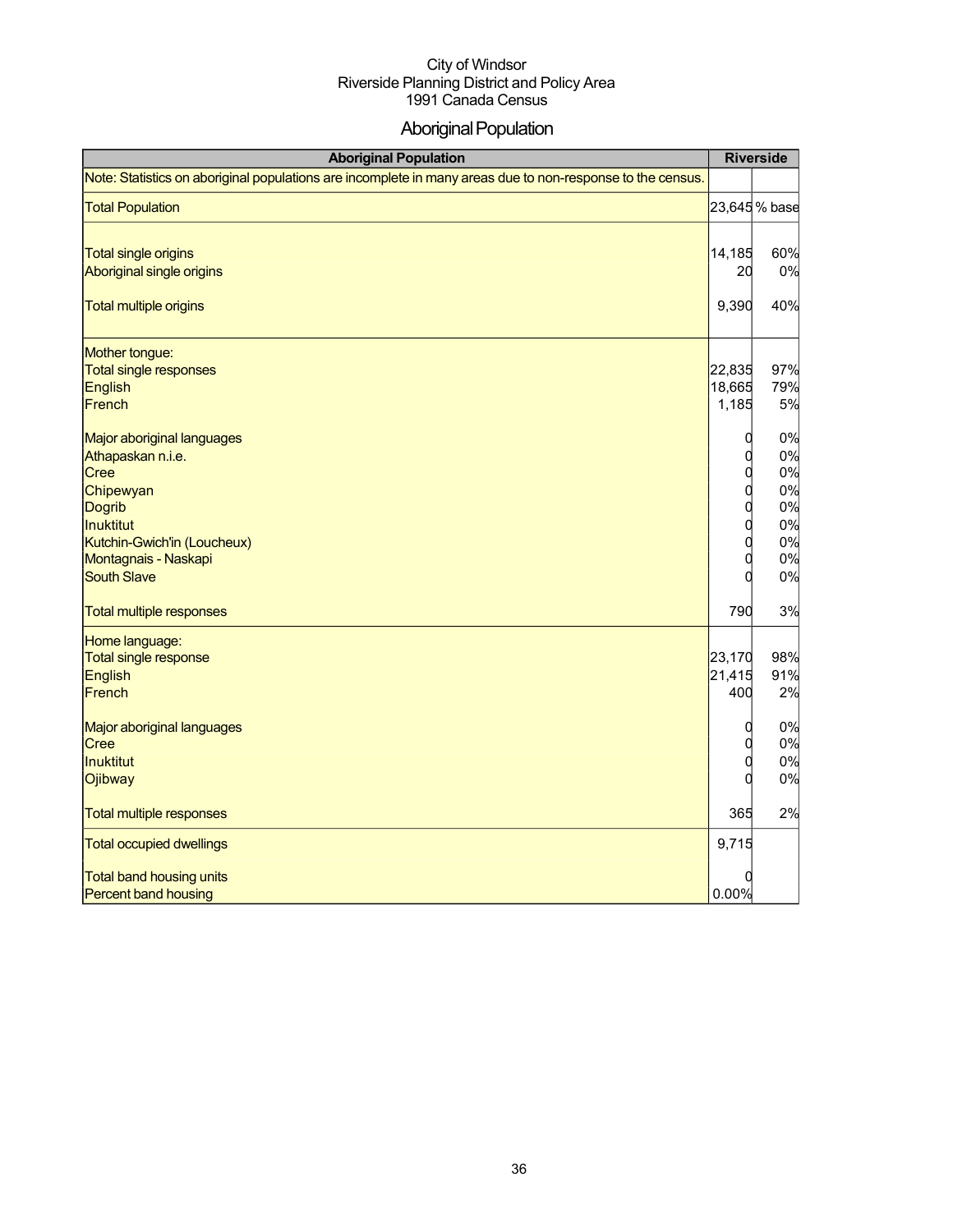City of Windsor
Riverside Planning District and Policy Area
1991 Canada Census

# Aboriginal Population

| Aboriginal Population | Riverside | |
|---|---|---|
| Note: Statistics on aboriginal populations are incomplete in many areas due to non-response to the census. | | |
| Total Population | 23,645 | % base |
| Total single origins | 14,185 | 60% |
| Aboriginal single origins | 20 | 0% |
| Total multiple origins | 9,390 | 40% |
| Mother tongue: | | |
| Total single responses | 22,835 | 97% |
| English | 18,665 | 79% |
| French | 1,185 | 5% |
| Major aboriginal languages | 0 | 0% |
| Athapaskan n.i.e. | 0 | 0% |
| Cree | 0 | 0% |
| Chipewyan | 0 | 0% |
| Dogrib | 0 | 0% |
| Inuktitut | 0 | 0% |
| Kutchin-Gwich'in (Loucheux) | 0 | 0% |
| Montagnais - Naskapi | 0 | 0% |
| South Slave | 0 | 0% |
| Total multiple responses | 790 | 3% |
| Home language: | | |
| Total single response | 23,170 | 98% |
| English | 21,415 | 91% |
| French | 400 | 2% |
| Major aboriginal languages | 0 | 0% |
| Cree | 0 | 0% |
| Inuktitut | 0 | 0% |
| Ojibway | 0 | 0% |
| Total multiple responses | 365 | 2% |
| Total occupied dwellings | 9,715 | |
| Total band housing units | 0 | |
| Percent band housing | 0.00% | |